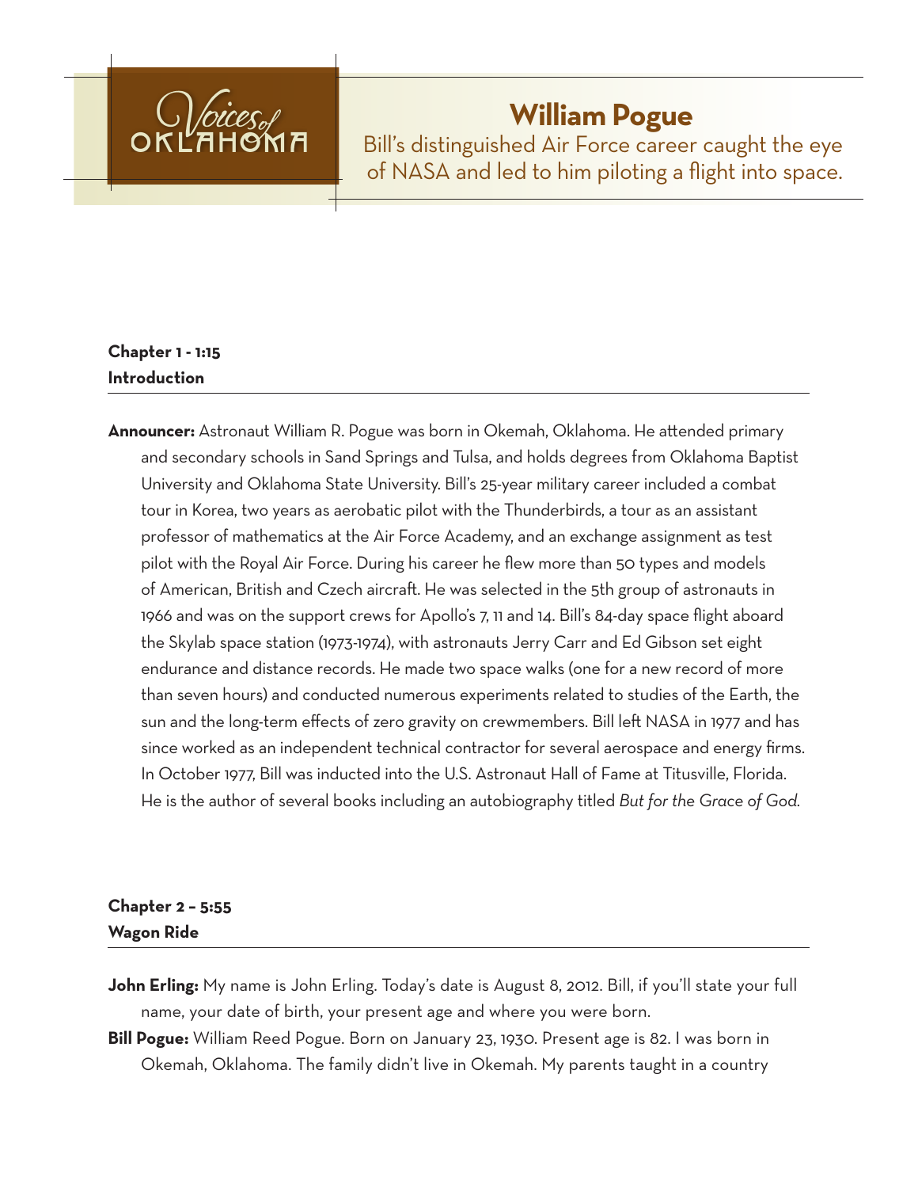Voices of OKLAHOMA

# William Pogue

Bill's distinguished Air Force career caught the eye of NASA and led to him piloting a flight into space.

## Chapter 1 - 1:15
## Introduction

**Announcer:** Astronaut William R. Pogue was born in Okemah, Oklahoma. He attended primary and secondary schools in Sand Springs and Tulsa, and holds degrees from Oklahoma Baptist University and Oklahoma State University. Bill's 25-year military career included a combat tour in Korea, two years as aerobatic pilot with the Thunderbirds, a tour as an assistant professor of mathematics at the Air Force Academy, and an exchange assignment as test pilot with the Royal Air Force. During his career he flew more than 50 types and models of American, British and Czech aircraft. He was selected in the 5th group of astronauts in 1966 and was on the support crews for Apollo's 7, 11 and 14. Bill's 84-day space flight aboard the Skylab space station (1973-1974), with astronauts Jerry Carr and Ed Gibson set eight endurance and distance records. He made two space walks (one for a new record of more than seven hours) and conducted numerous experiments related to studies of the Earth, the sun and the long-term effects of zero gravity on crewmembers. Bill left NASA in 1977 and has since worked as an independent technical contractor for several aerospace and energy firms. In October 1977, Bill was inducted into the U.S. Astronaut Hall of Fame at Titusville, Florida. He is the author of several books including an autobiography titled *But for the Grace of God.*

## Chapter 2 – 5:55
## Wagon Ride

**John Erling:** My name is John Erling. Today's date is August 8, 2012. Bill, if you'll state your full name, your date of birth, your present age and where you were born.

**Bill Pogue:** William Reed Pogue. Born on January 23, 1930. Present age is 82. I was born in Okemah, Oklahoma. The family didn't live in Okemah. My parents taught in a country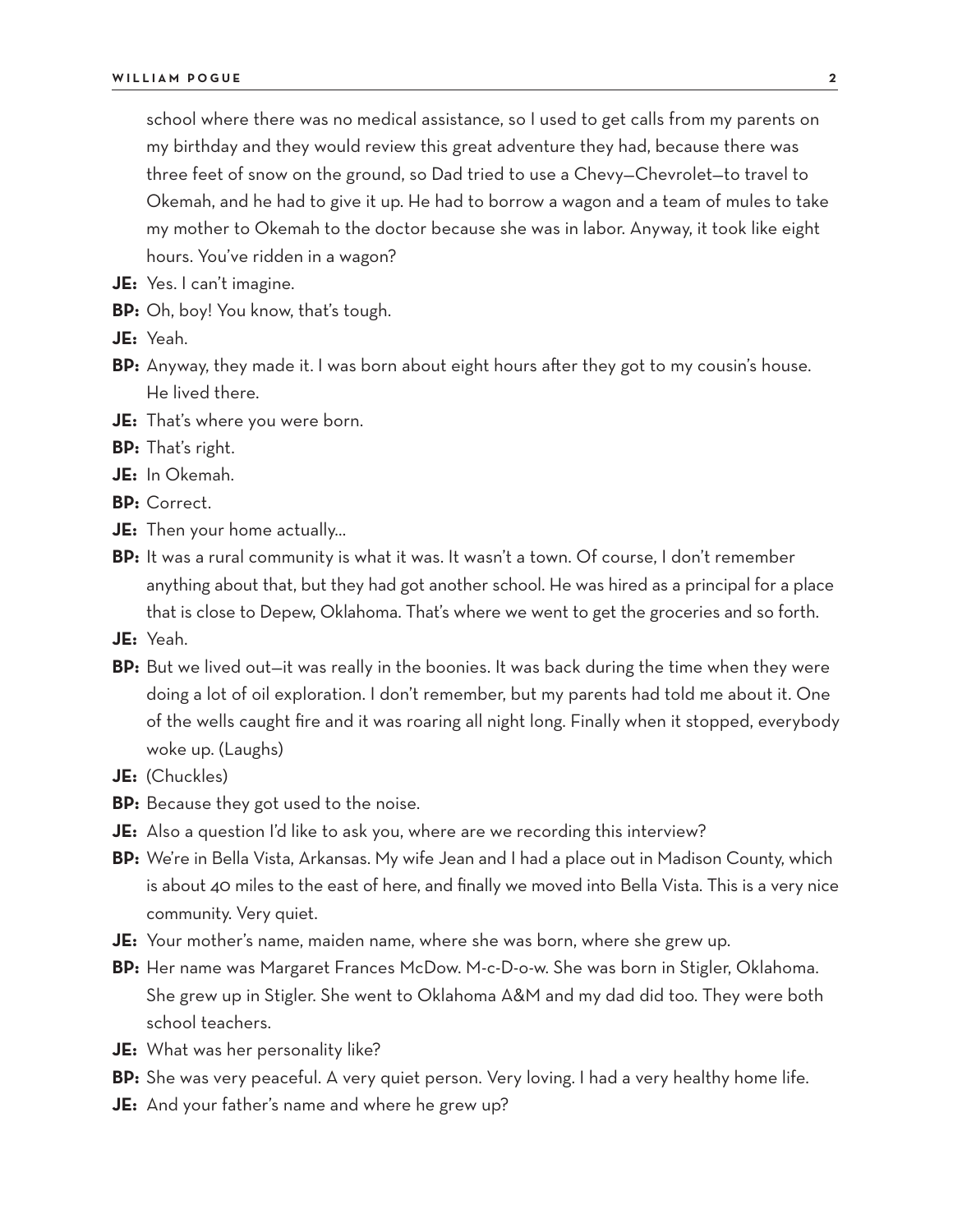school where there was no medical assistance, so I used to get calls from my parents on my birthday and they would review this great adventure they had, because there was three feet of snow on the ground, so Dad tried to use a Chevy—Chevrolet—to travel to Okemah, and he had to give it up. He had to borrow a wagon and a team of mules to take my mother to Okemah to the doctor because she was in labor. Anyway, it took like eight hours. You've ridden in a wagon?

**JE:** Yes. I can't imagine.

**BP:** Oh, boy! You know, that's tough.

**JE:** Yeah.

**BP:** Anyway, they made it. I was born about eight hours after they got to my cousin's house. He lived there.

**JE:** That's where you were born.

**BP:** That's right.

**JE:** In Okemah.

**BP:** Correct.

**JE:** Then your home actually…

**BP:** It was a rural community is what it was. It wasn't a town. Of course, I don't remember anything about that, but they had got another school. He was hired as a principal for a place that is close to Depew, Oklahoma. That's where we went to get the groceries and so forth.

**JE:** Yeah.

**BP:** But we lived out—it was really in the boonies. It was back during the time when they were doing a lot of oil exploration. I don't remember, but my parents had told me about it. One of the wells caught fire and it was roaring all night long. Finally when it stopped, everybody woke up. (Laughs)

**JE:** (Chuckles)

**BP:** Because they got used to the noise.

**JE:** Also a question I'd like to ask you, where are we recording this interview?

**BP:** We're in Bella Vista, Arkansas. My wife Jean and I had a place out in Madison County, which is about 40 miles to the east of here, and finally we moved into Bella Vista. This is a very nice community. Very quiet.

**JE:** Your mother's name, maiden name, where she was born, where she grew up.

**BP:** Her name was Margaret Frances McDow. M-c-D-o-w. She was born in Stigler, Oklahoma. She grew up in Stigler. She went to Oklahoma A&M and my dad did too. They were both school teachers.

**JE:** What was her personality like?

**BP:** She was very peaceful. A very quiet person. Very loving. I had a very healthy home life.

**JE:** And your father's name and where he grew up?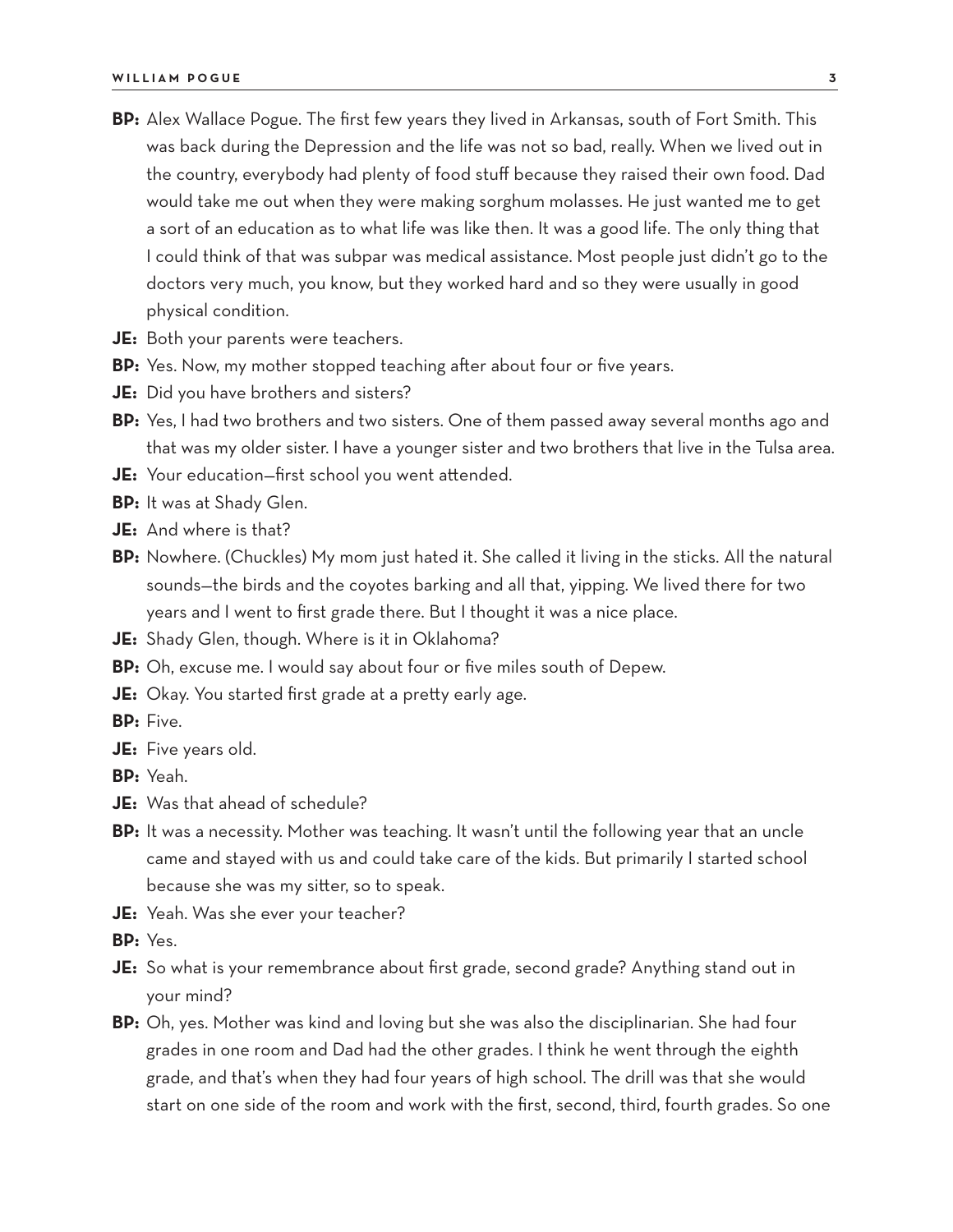**BP:** Alex Wallace Pogue. The first few years they lived in Arkansas, south of Fort Smith. This was back during the Depression and the life was not so bad, really. When we lived out in the country, everybody had plenty of food stuff because they raised their own food. Dad would take me out when they were making sorghum molasses. He just wanted me to get a sort of an education as to what life was like then. It was a good life. The only thing that I could think of that was subpar was medical assistance. Most people just didn't go to the doctors very much, you know, but they worked hard and so they were usually in good physical condition.

**JE:** Both your parents were teachers.

**BP:** Yes. Now, my mother stopped teaching after about four or five years.

**JE:** Did you have brothers and sisters?

**BP:** Yes, I had two brothers and two sisters. One of them passed away several months ago and that was my older sister. I have a younger sister and two brothers that live in the Tulsa area.

**JE:** Your education—first school you went attended.

**BP:** It was at Shady Glen.

**JE:** And where is that?

**BP:** Nowhere. (Chuckles) My mom just hated it. She called it living in the sticks. All the natural sounds—the birds and the coyotes barking and all that, yipping. We lived there for two years and I went to first grade there. But I thought it was a nice place.

**JE:** Shady Glen, though. Where is it in Oklahoma?

**BP:** Oh, excuse me. I would say about four or five miles south of Depew.

**JE:** Okay. You started first grade at a pretty early age.

**BP:** Five.

**JE:** Five years old.

**BP:** Yeah.

**JE:** Was that ahead of schedule?

**BP:** It was a necessity. Mother was teaching. It wasn't until the following year that an uncle came and stayed with us and could take care of the kids. But primarily I started school because she was my sitter, so to speak.

**JE:** Yeah. Was she ever your teacher?

**BP:** Yes.

**JE:** So what is your remembrance about first grade, second grade? Anything stand out in your mind?

**BP:** Oh, yes. Mother was kind and loving but she was also the disciplinarian. She had four grades in one room and Dad had the other grades. I think he went through the eighth grade, and that's when they had four years of high school. The drill was that she would start on one side of the room and work with the first, second, third, fourth grades. So one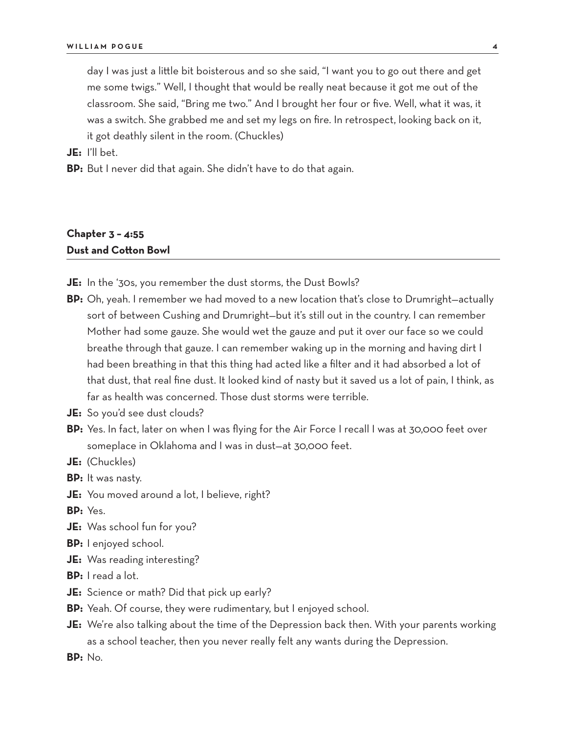day I was just a little bit boisterous and so she said, "I want you to go out there and get me some twigs." Well, I thought that would be really neat because it got me out of the classroom. She said, "Bring me two." And I brought her four or five. Well, what it was, it was a switch. She grabbed me and set my legs on fire. In retrospect, looking back on it, it got deathly silent in the room. (Chuckles)

**JE:** I'll bet.

**BP:** But I never did that again. She didn't have to do that again.

## Chapter 3 – 4:55
## Dust and Cotton Bowl

**JE:** In the '30s, you remember the dust storms, the Dust Bowls?

**BP:** Oh, yeah. I remember we had moved to a new location that's close to Drumright—actually sort of between Cushing and Drumright—but it's still out in the country. I can remember Mother had some gauze. She would wet the gauze and put it over our face so we could breathe through that gauze. I can remember waking up in the morning and having dirt I had been breathing in that this thing had acted like a filter and it had absorbed a lot of that dust, that real fine dust. It looked kind of nasty but it saved us a lot of pain, I think, as far as health was concerned. Those dust storms were terrible.

**JE:** So you'd see dust clouds?

**BP:** Yes. In fact, later on when I was flying for the Air Force I recall I was at 30,000 feet over someplace in Oklahoma and I was in dust—at 30,000 feet.

**JE:** (Chuckles)

**BP:** It was nasty.

**JE:** You moved around a lot, I believe, right?

**BP:** Yes.

**JE:** Was school fun for you?

**BP:** I enjoyed school.

**JE:** Was reading interesting?

**BP:** I read a lot.

**JE:** Science or math? Did that pick up early?

**BP:** Yeah. Of course, they were rudimentary, but I enjoyed school.

**JE:** We're also talking about the time of the Depression back then. With your parents working as a school teacher, then you never really felt any wants during the Depression.

**BP:** No.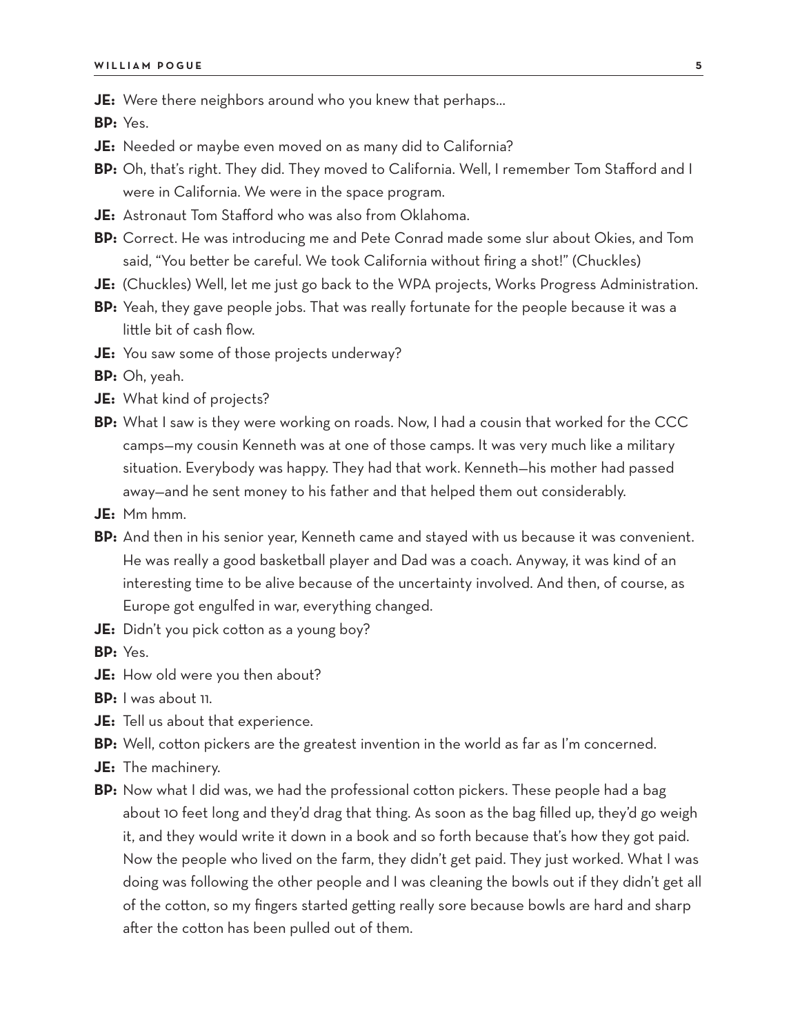**JE:** Were there neighbors around who you knew that perhaps…

**BP:** Yes.

**JE:** Needed or maybe even moved on as many did to California?

**BP:** Oh, that's right. They did. They moved to California. Well, I remember Tom Stafford and I were in California. We were in the space program.

**JE:** Astronaut Tom Stafford who was also from Oklahoma.

**BP:** Correct. He was introducing me and Pete Conrad made some slur about Okies, and Tom said, "You better be careful. We took California without firing a shot!" (Chuckles)

**JE:** (Chuckles) Well, let me just go back to the WPA projects, Works Progress Administration.

**BP:** Yeah, they gave people jobs. That was really fortunate for the people because it was a little bit of cash flow.

**JE:** You saw some of those projects underway?

**BP:** Oh, yeah.

**JE:** What kind of projects?

**BP:** What I saw is they were working on roads. Now, I had a cousin that worked for the CCC camps—my cousin Kenneth was at one of those camps. It was very much like a military situation. Everybody was happy. They had that work. Kenneth—his mother had passed away—and he sent money to his father and that helped them out considerably.

**JE:** Mm hmm.

**BP:** And then in his senior year, Kenneth came and stayed with us because it was convenient. He was really a good basketball player and Dad was a coach. Anyway, it was kind of an interesting time to be alive because of the uncertainty involved. And then, of course, as Europe got engulfed in war, everything changed.

**JE:** Didn't you pick cotton as a young boy?

**BP:** Yes.

**JE:** How old were you then about?

**BP:** I was about 11.

**JE:** Tell us about that experience.

**BP:** Well, cotton pickers are the greatest invention in the world as far as I'm concerned.

**JE:** The machinery.

**BP:** Now what I did was, we had the professional cotton pickers. These people had a bag about 10 feet long and they'd drag that thing. As soon as the bag filled up, they'd go weigh it, and they would write it down in a book and so forth because that's how they got paid. Now the people who lived on the farm, they didn't get paid. They just worked. What I was doing was following the other people and I was cleaning the bowls out if they didn't get all of the cotton, so my fingers started getting really sore because bowls are hard and sharp after the cotton has been pulled out of them.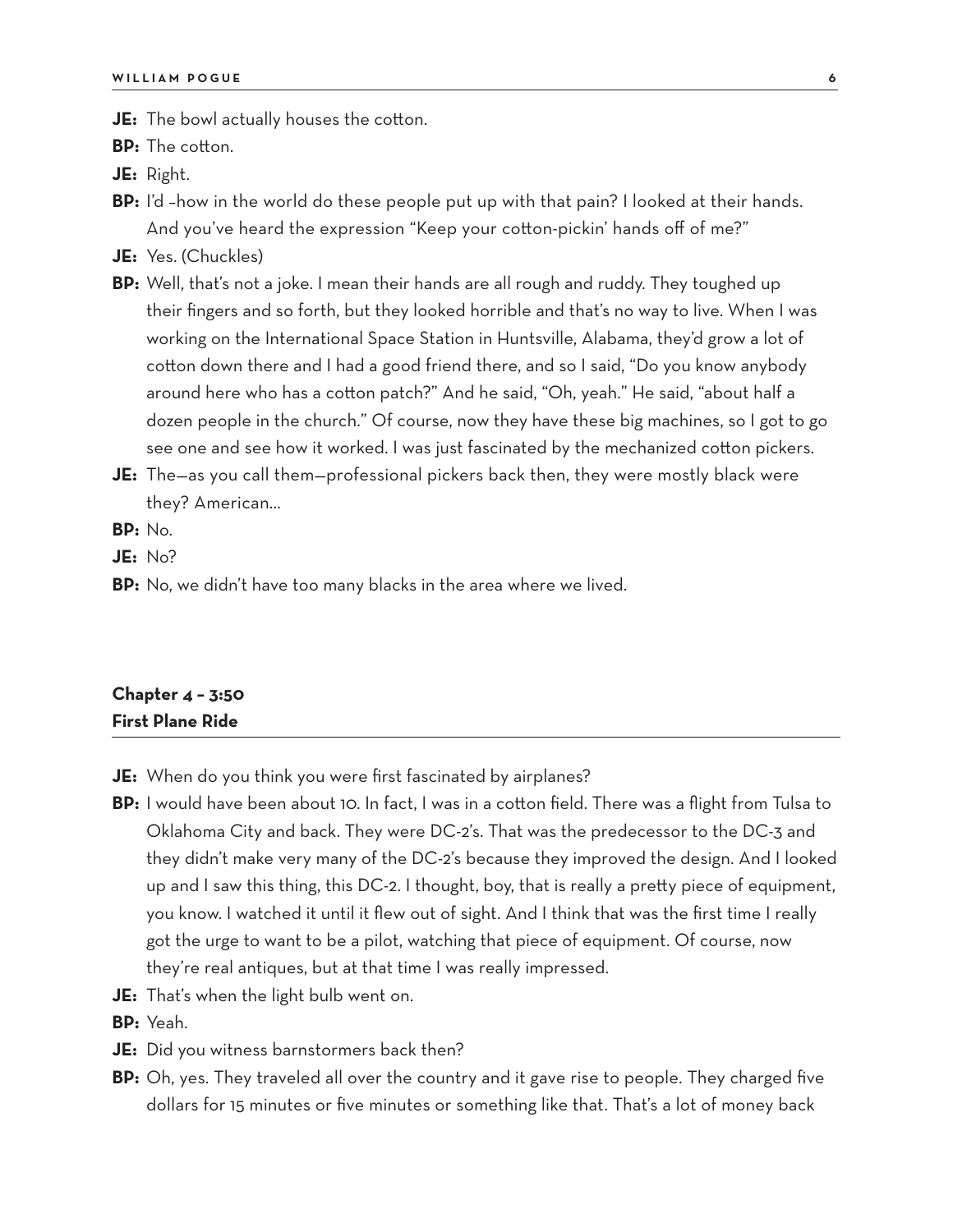**JE:** The bowl actually houses the cotton.

**BP:** The cotton.

**JE:** Right.

**BP:** I'd –how in the world do these people put up with that pain? I looked at their hands. And you've heard the expression "Keep your cotton-pickin' hands off of me?"

**JE:** Yes. (Chuckles)

**BP:** Well, that's not a joke. I mean their hands are all rough and ruddy. They toughed up their fingers and so forth, but they looked horrible and that's no way to live. When I was working on the International Space Station in Huntsville, Alabama, they'd grow a lot of cotton down there and I had a good friend there, and so I said, "Do you know anybody around here who has a cotton patch?" And he said, "Oh, yeah." He said, "about half a dozen people in the church." Of course, now they have these big machines, so I got to go see one and see how it worked. I was just fascinated by the mechanized cotton pickers.

**JE:** The—as you call them—professional pickers back then, they were mostly black were they? American…

**BP:** No.

**JE:** No?

**BP:** No, we didn't have too many blacks in the area where we lived.

## Chapter 4 – 3:50
## First Plane Ride

**JE:** When do you think you were first fascinated by airplanes?

**BP:** I would have been about 10. In fact, I was in a cotton field. There was a flight from Tulsa to Oklahoma City and back. They were DC-2's. That was the predecessor to the DC-3 and they didn't make very many of the DC-2's because they improved the design. And I looked up and I saw this thing, this DC-2. I thought, boy, that is really a pretty piece of equipment, you know. I watched it until it flew out of sight. And I think that was the first time I really got the urge to want to be a pilot, watching that piece of equipment. Of course, now they're real antiques, but at that time I was really impressed.

**JE:** That's when the light bulb went on.

**BP:** Yeah.

**JE:** Did you witness barnstormers back then?

**BP:** Oh, yes. They traveled all over the country and it gave rise to people. They charged five dollars for 15 minutes or five minutes or something like that. That's a lot of money back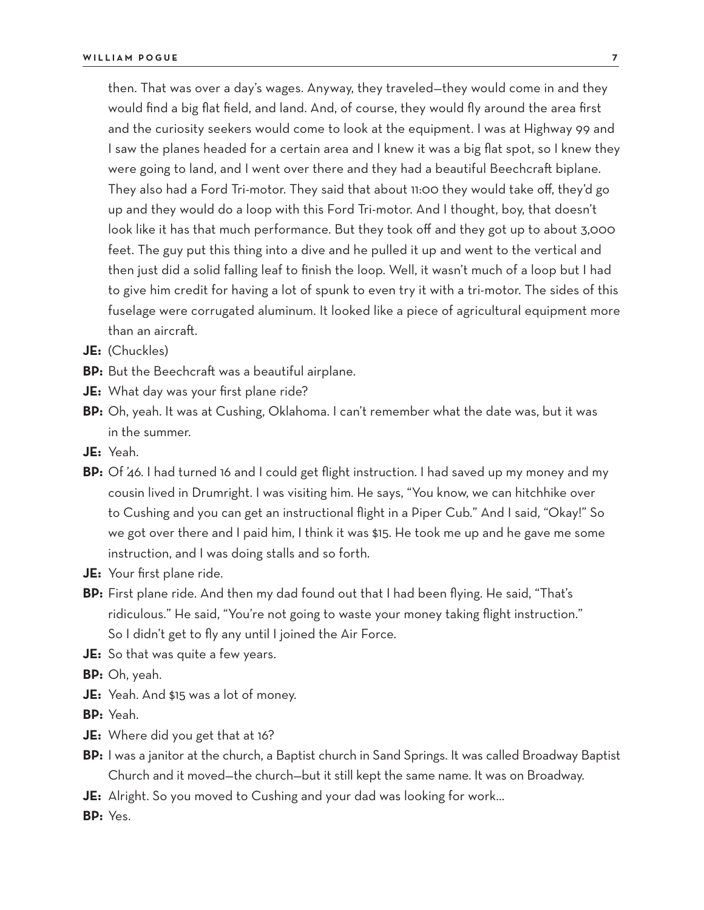then. That was over a day's wages. Anyway, they traveled—they would come in and they would find a big flat field, and land. And, of course, they would fly around the area first and the curiosity seekers would come to look at the equipment. I was at Highway 99 and I saw the planes headed for a certain area and I knew it was a big flat spot, so I knew they were going to land, and I went over there and they had a beautiful Beechcraft biplane. They also had a Ford Tri-motor. They said that about 11:00 they would take off, they'd go up and they would do a loop with this Ford Tri-motor. And I thought, boy, that doesn't look like it has that much performance. But they took off and they got up to about 3,000 feet. The guy put this thing into a dive and he pulled it up and went to the vertical and then just did a solid falling leaf to finish the loop. Well, it wasn't much of a loop but I had to give him credit for having a lot of spunk to even try it with a tri-motor. The sides of this fuselage were corrugated aluminum. It looked like a piece of agricultural equipment more than an aircraft.

**JE:** (Chuckles)

**BP:** But the Beechcraft was a beautiful airplane.

**JE:** What day was your first plane ride?

**BP:** Oh, yeah. It was at Cushing, Oklahoma. I can't remember what the date was, but it was in the summer.

**JE:** Yeah.

**BP:** Of '46. I had turned 16 and I could get flight instruction. I had saved up my money and my cousin lived in Drumright. I was visiting him. He says, "You know, we can hitchhike over to Cushing and you can get an instructional flight in a Piper Cub." And I said, "Okay!" So we got over there and I paid him, I think it was $15. He took me up and he gave me some instruction, and I was doing stalls and so forth.

**JE:** Your first plane ride.

**BP:** First plane ride. And then my dad found out that I had been flying. He said, "That's ridiculous." He said, "You're not going to waste your money taking flight instruction." So I didn't get to fly any until I joined the Air Force.

**JE:** So that was quite a few years.

**BP:** Oh, yeah.

**JE:** Yeah. And $15 was a lot of money.

**BP:** Yeah.

**JE:** Where did you get that at 16?

**BP:** I was a janitor at the church, a Baptist church in Sand Springs. It was called Broadway Baptist Church and it moved—the church—but it still kept the same name. It was on Broadway.

**JE:** Alright. So you moved to Cushing and your dad was looking for work…

**BP:** Yes.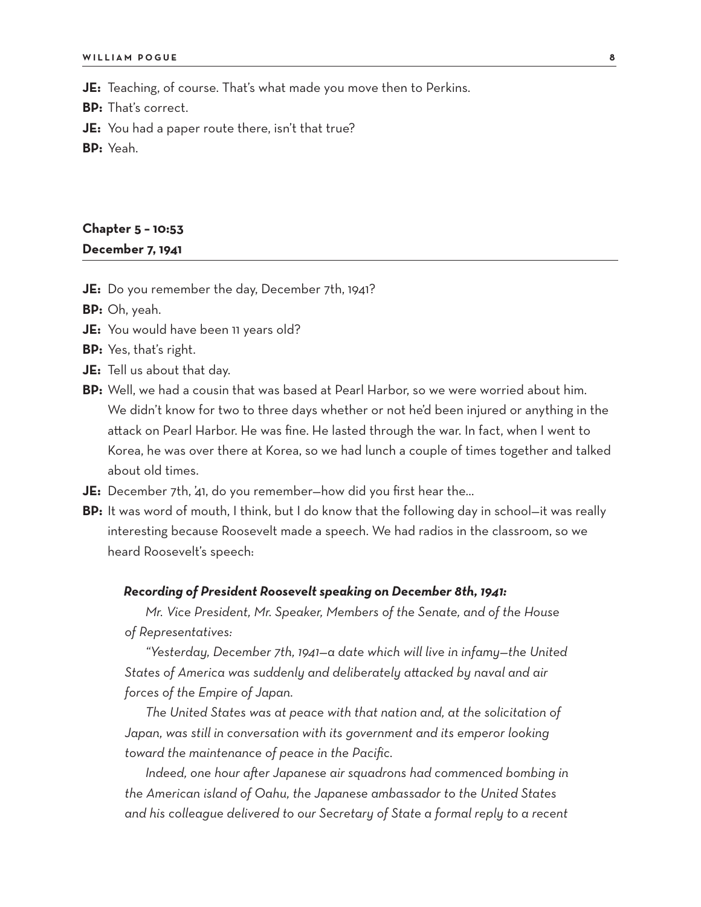**JE:** Teaching, of course. That's what made you move then to Perkins.

**BP:** That's correct.

**JE:** You had a paper route there, isn't that true?

**BP:** Yeah.

## Chapter 5 – 10:53
## December 7, 1941

**JE:** Do you remember the day, December 7th, 1941?

**BP:** Oh, yeah.

**JE:** You would have been 11 years old?

**BP:** Yes, that's right.

**JE:** Tell us about that day.

**BP:** Well, we had a cousin that was based at Pearl Harbor, so we were worried about him. We didn't know for two to three days whether or not he'd been injured or anything in the attack on Pearl Harbor. He was fine. He lasted through the war. In fact, when I went to Korea, he was over there at Korea, so we had lunch a couple of times together and talked about old times.

**JE:** December 7th, '41, do you remember—how did you first hear the…

**BP:** It was word of mouth, I think, but I do know that the following day in school—it was really interesting because Roosevelt made a speech. We had radios in the classroom, so we heard Roosevelt's speech:

***Recording of President Roosevelt speaking on December 8th, 1941:***

*Mr. Vice President, Mr. Speaker, Members of the Senate, and of the House of Representatives:*

*"Yesterday, December 7th, 1941—a date which will live in infamy—the United States of America was suddenly and deliberately attacked by naval and air forces of the Empire of Japan.*

*The United States was at peace with that nation and, at the solicitation of Japan, was still in conversation with its government and its emperor looking toward the maintenance of peace in the Pacific.*

*Indeed, one hour after Japanese air squadrons had commenced bombing in the American island of Oahu, the Japanese ambassador to the United States and his colleague delivered to our Secretary of State a formal reply to a recent*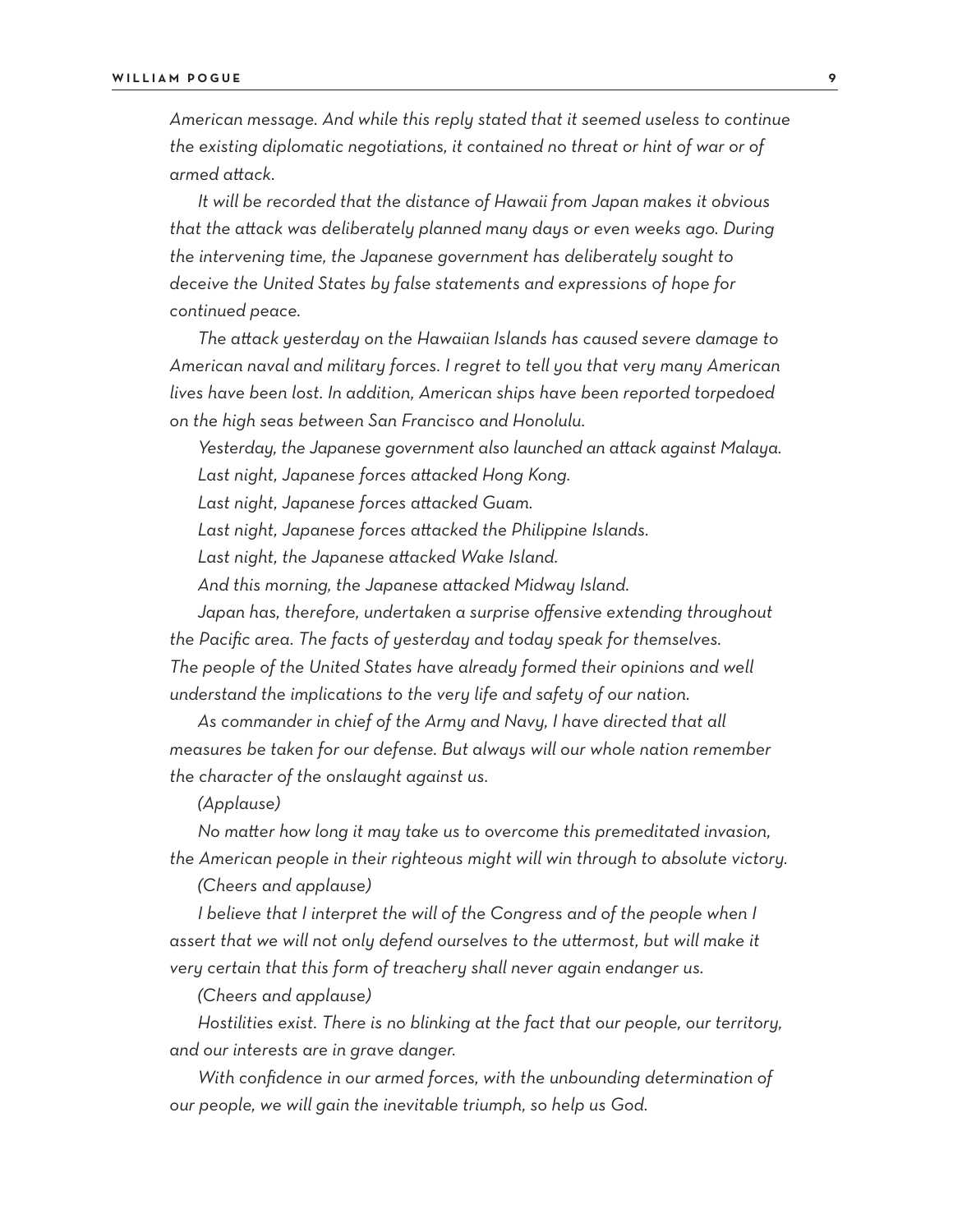*American message. And while this reply stated that it seemed useless to continue the existing diplomatic negotiations, it contained no threat or hint of war or of armed attack.*

*It will be recorded that the distance of Hawaii from Japan makes it obvious that the attack was deliberately planned many days or even weeks ago. During the intervening time, the Japanese government has deliberately sought to deceive the United States by false statements and expressions of hope for continued peace.*

*The attack yesterday on the Hawaiian Islands has caused severe damage to American naval and military forces. I regret to tell you that very many American lives have been lost. In addition, American ships have been reported torpedoed on the high seas between San Francisco and Honolulu.*

*Yesterday, the Japanese government also launched an attack against Malaya.*

*Last night, Japanese forces attacked Hong Kong.*

*Last night, Japanese forces attacked Guam.*

*Last night, Japanese forces attacked the Philippine Islands.*

*Last night, the Japanese attacked Wake Island.*

*And this morning, the Japanese attacked Midway Island.*

*Japan has, therefore, undertaken a surprise offensive extending throughout the Pacific area. The facts of yesterday and today speak for themselves. The people of the United States have already formed their opinions and well understand the implications to the very life and safety of our nation.*

*As commander in chief of the Army and Navy, I have directed that all measures be taken for our defense. But always will our whole nation remember the character of the onslaught against us.*

*(Applause)*

*No matter how long it may take us to overcome this premeditated invasion, the American people in their righteous might will win through to absolute victory.*

*(Cheers and applause)*

*I believe that I interpret the will of the Congress and of the people when I assert that we will not only defend ourselves to the uttermost, but will make it very certain that this form of treachery shall never again endanger us.*

*(Cheers and applause)*

*Hostilities exist. There is no blinking at the fact that our people, our territory, and our interests are in grave danger.*

*With confidence in our armed forces, with the unbounding determination of our people, we will gain the inevitable triumph, so help us God.*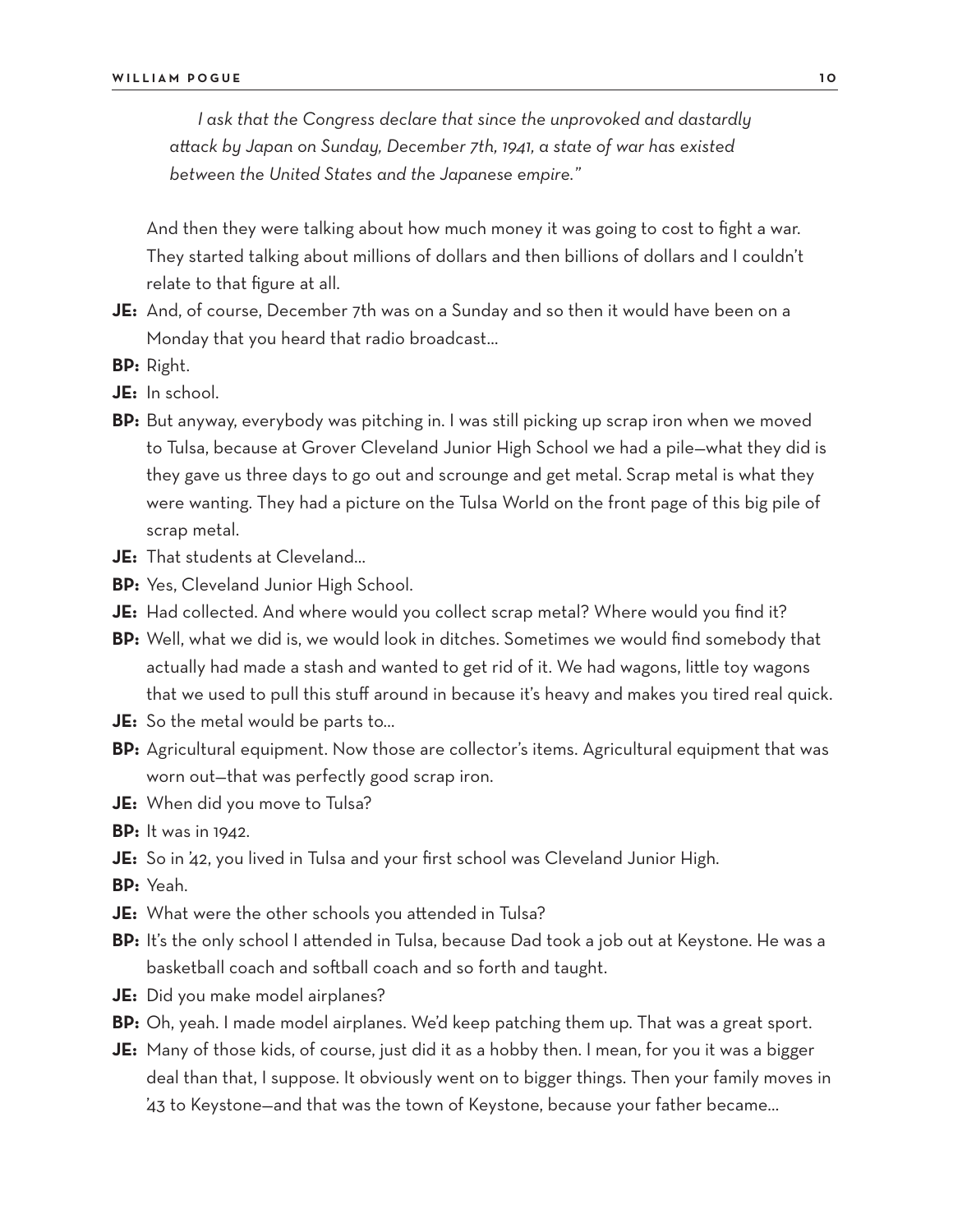*I ask that the Congress declare that since the unprovoked and dastardly attack by Japan on Sunday, December 7th, 1941, a state of war has existed between the United States and the Japanese empire."*

And then they were talking about how much money it was going to cost to fight a war. They started talking about millions of dollars and then billions of dollars and I couldn't relate to that figure at all.

**JE:** And, of course, December 7th was on a Sunday and so then it would have been on a Monday that you heard that radio broadcast…

**BP:** Right.

**JE:** In school.

**BP:** But anyway, everybody was pitching in. I was still picking up scrap iron when we moved to Tulsa, because at Grover Cleveland Junior High School we had a pile—what they did is they gave us three days to go out and scrounge and get metal. Scrap metal is what they were wanting. They had a picture on the Tulsa World on the front page of this big pile of scrap metal.

**JE:** That students at Cleveland…

**BP:** Yes, Cleveland Junior High School.

**JE:** Had collected. And where would you collect scrap metal? Where would you find it?

**BP:** Well, what we did is, we would look in ditches. Sometimes we would find somebody that actually had made a stash and wanted to get rid of it. We had wagons, little toy wagons that we used to pull this stuff around in because it's heavy and makes you tired real quick.

**JE:** So the metal would be parts to…

**BP:** Agricultural equipment. Now those are collector's items. Agricultural equipment that was worn out—that was perfectly good scrap iron.

**JE:** When did you move to Tulsa?

**BP:** It was in 1942.

**JE:** So in '42, you lived in Tulsa and your first school was Cleveland Junior High.

**BP:** Yeah.

**JE:** What were the other schools you attended in Tulsa?

**BP:** It's the only school I attended in Tulsa, because Dad took a job out at Keystone. He was a basketball coach and softball coach and so forth and taught.

**JE:** Did you make model airplanes?

**BP:** Oh, yeah. I made model airplanes. We'd keep patching them up. That was a great sport.

**JE:** Many of those kids, of course, just did it as a hobby then. I mean, for you it was a bigger deal than that, I suppose. It obviously went on to bigger things. Then your family moves in '43 to Keystone—and that was the town of Keystone, because your father became…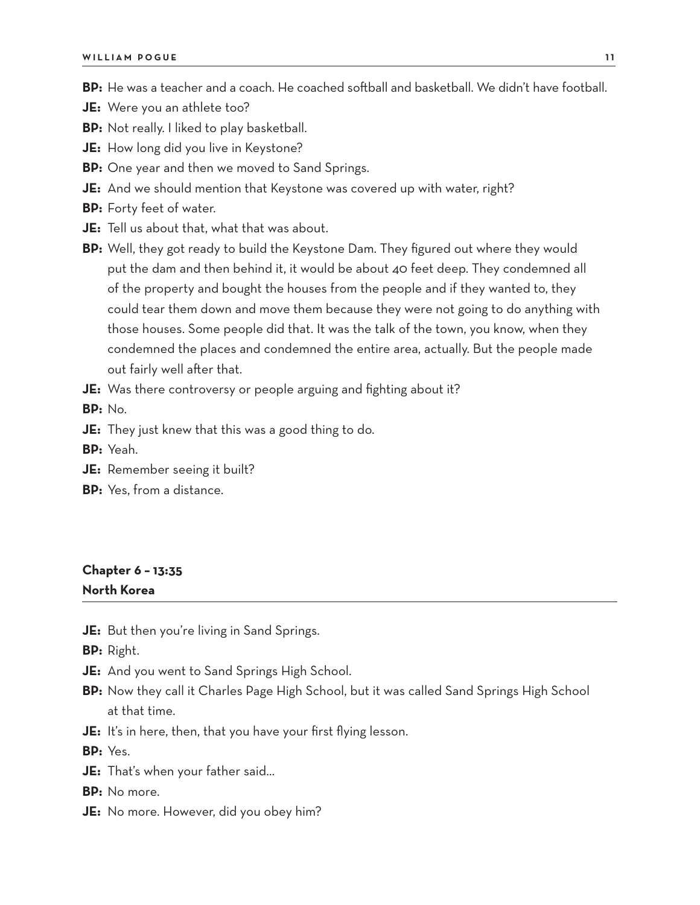**BP:** He was a teacher and a coach. He coached softball and basketball. We didn't have football.

**JE:** Were you an athlete too?

**BP:** Not really. I liked to play basketball.

**JE:** How long did you live in Keystone?

**BP:** One year and then we moved to Sand Springs.

**JE:** And we should mention that Keystone was covered up with water, right?

**BP:** Forty feet of water.

**JE:** Tell us about that, what that was about.

**BP:** Well, they got ready to build the Keystone Dam. They figured out where they would put the dam and then behind it, it would be about 40 feet deep. They condemned all of the property and bought the houses from the people and if they wanted to, they could tear them down and move them because they were not going to do anything with those houses. Some people did that. It was the talk of the town, you know, when they condemned the places and condemned the entire area, actually. But the people made out fairly well after that.

**JE:** Was there controversy or people arguing and fighting about it?

**BP:** No.

**JE:** They just knew that this was a good thing to do.

**BP:** Yeah.

**JE:** Remember seeing it built?

**BP:** Yes, from a distance.

## Chapter 6 – 13:35
## North Korea

**JE:** But then you're living in Sand Springs.

**BP:** Right.

**JE:** And you went to Sand Springs High School.

**BP:** Now they call it Charles Page High School, but it was called Sand Springs High School at that time.

**JE:** It's in here, then, that you have your first flying lesson.

**BP:** Yes.

**JE:** That's when your father said…

**BP:** No more.

**JE:** No more. However, did you obey him?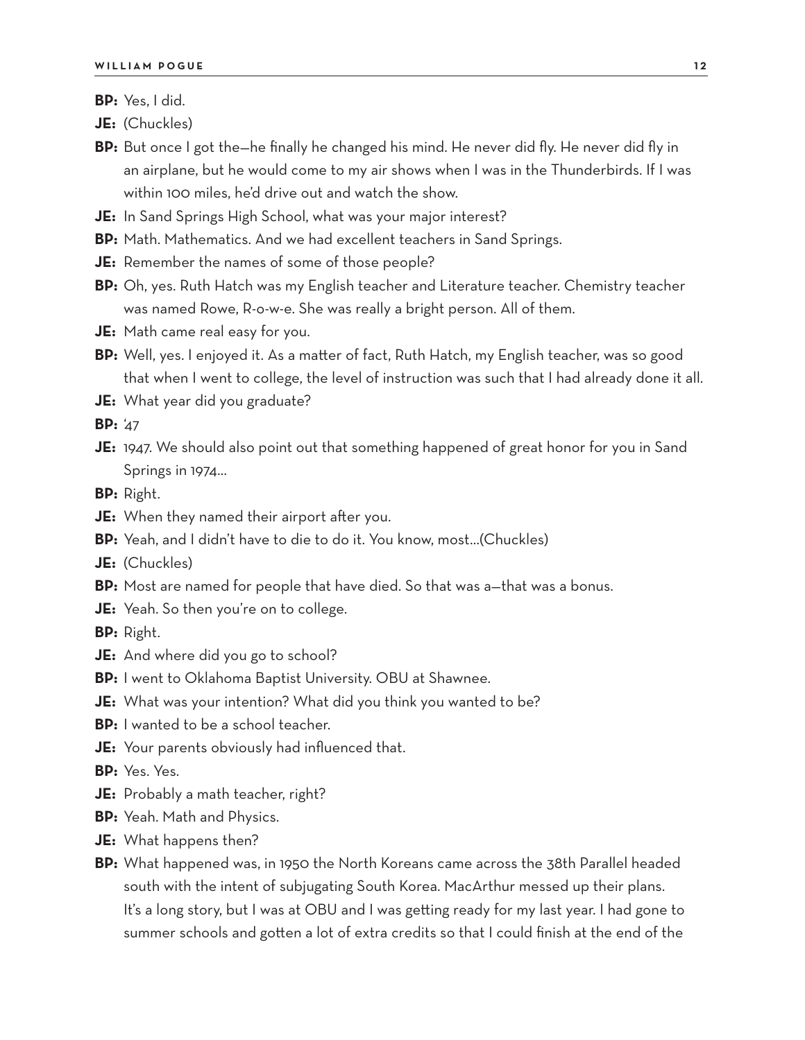**BP:** Yes, I did.

**JE:** (Chuckles)

**BP:** But once I got the—he finally he changed his mind. He never did fly. He never did fly in an airplane, but he would come to my air shows when I was in the Thunderbirds. If I was within 100 miles, he'd drive out and watch the show.

**JE:** In Sand Springs High School, what was your major interest?

**BP:** Math. Mathematics. And we had excellent teachers in Sand Springs.

**JE:** Remember the names of some of those people?

**BP:** Oh, yes. Ruth Hatch was my English teacher and Literature teacher. Chemistry teacher was named Rowe, R-o-w-e. She was really a bright person. All of them.

**JE:** Math came real easy for you.

**BP:** Well, yes. I enjoyed it. As a matter of fact, Ruth Hatch, my English teacher, was so good that when I went to college, the level of instruction was such that I had already done it all.

**JE:** What year did you graduate?

**BP:** '47

**JE:** 1947. We should also point out that something happened of great honor for you in Sand Springs in 1974...

**BP:** Right.

**JE:** When they named their airport after you.

**BP:** Yeah, and I didn't have to die to do it. You know, most...(Chuckles)

**JE:** (Chuckles)

**BP:** Most are named for people that have died. So that was a—that was a bonus.

**JE:** Yeah. So then you're on to college.

**BP:** Right.

**JE:** And where did you go to school?

**BP:** I went to Oklahoma Baptist University. OBU at Shawnee.

**JE:** What was your intention? What did you think you wanted to be?

**BP:** I wanted to be a school teacher.

**JE:** Your parents obviously had influenced that.

**BP:** Yes. Yes.

**JE:** Probably a math teacher, right?

**BP:** Yeah. Math and Physics.

**JE:** What happens then?

**BP:** What happened was, in 1950 the North Koreans came across the 38th Parallel headed south with the intent of subjugating South Korea. MacArthur messed up their plans. It's a long story, but I was at OBU and I was getting ready for my last year. I had gone to summer schools and gotten a lot of extra credits so that I could finish at the end of the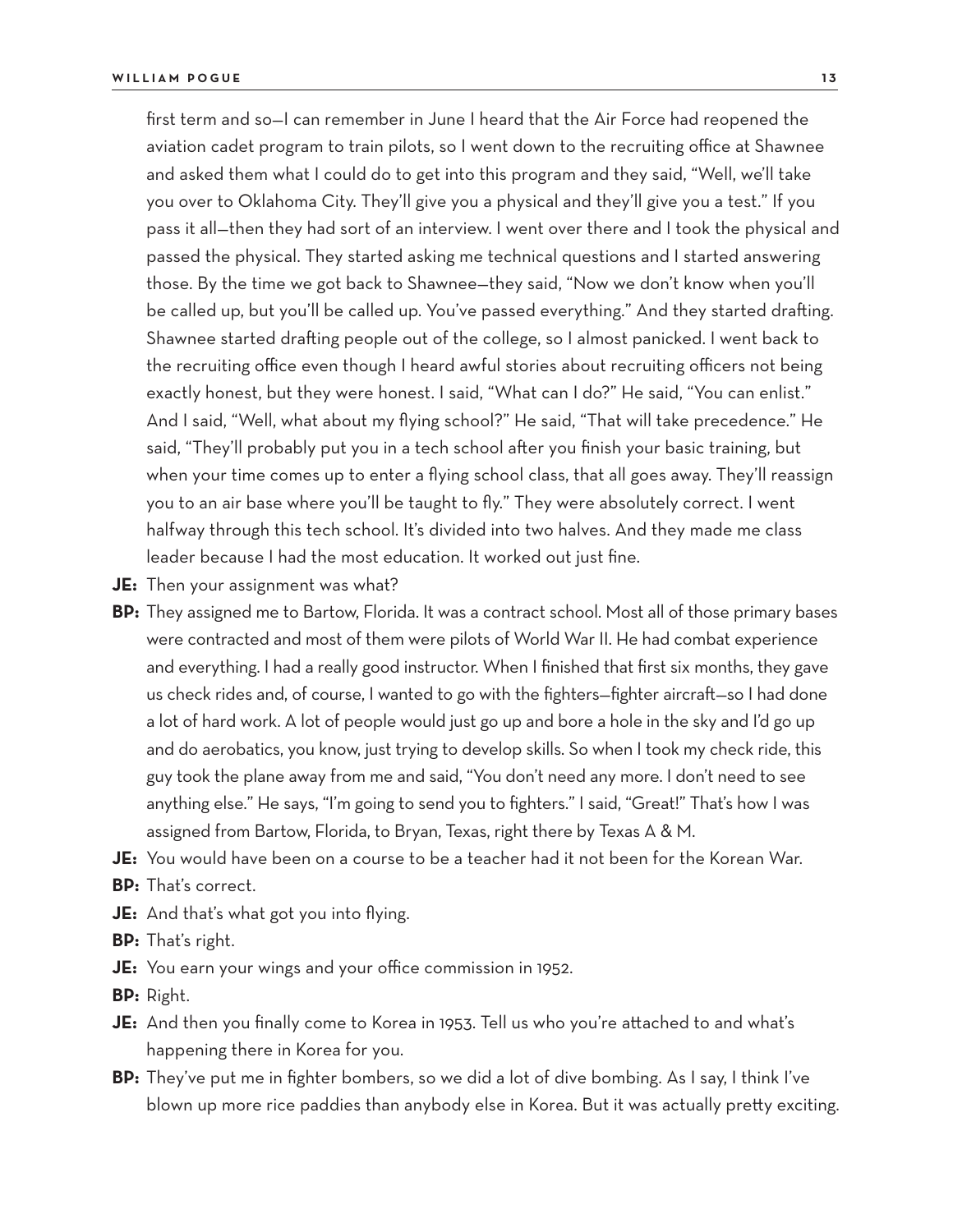first term and so—I can remember in June I heard that the Air Force had reopened the aviation cadet program to train pilots, so I went down to the recruiting office at Shawnee and asked them what I could do to get into this program and they said, "Well, we'll take you over to Oklahoma City. They'll give you a physical and they'll give you a test." If you pass it all—then they had sort of an interview. I went over there and I took the physical and passed the physical. They started asking me technical questions and I started answering those. By the time we got back to Shawnee—they said, "Now we don't know when you'll be called up, but you'll be called up. You've passed everything." And they started drafting. Shawnee started drafting people out of the college, so I almost panicked. I went back to the recruiting office even though I heard awful stories about recruiting officers not being exactly honest, but they were honest. I said, "What can I do?" He said, "You can enlist." And I said, "Well, what about my flying school?" He said, "That will take precedence." He said, "They'll probably put you in a tech school after you finish your basic training, but when your time comes up to enter a flying school class, that all goes away. They'll reassign you to an air base where you'll be taught to fly." They were absolutely correct. I went halfway through this tech school. It's divided into two halves. And they made me class leader because I had the most education. It worked out just fine.

**JE:** Then your assignment was what?

**BP:** They assigned me to Bartow, Florida. It was a contract school. Most all of those primary bases were contracted and most of them were pilots of World War II. He had combat experience and everything. I had a really good instructor. When I finished that first six months, they gave us check rides and, of course, I wanted to go with the fighters—fighter aircraft—so I had done a lot of hard work. A lot of people would just go up and bore a hole in the sky and I'd go up and do aerobatics, you know, just trying to develop skills. So when I took my check ride, this guy took the plane away from me and said, "You don't need any more. I don't need to see anything else." He says, "I'm going to send you to fighters." I said, "Great!" That's how I was assigned from Bartow, Florida, to Bryan, Texas, right there by Texas A & M.

**JE:** You would have been on a course to be a teacher had it not been for the Korean War.

**BP:** That's correct.

**JE:** And that's what got you into flying.

**BP:** That's right.

**JE:** You earn your wings and your office commission in 1952.

**BP:** Right.

**JE:** And then you finally come to Korea in 1953. Tell us who you're attached to and what's happening there in Korea for you.

**BP:** They've put me in fighter bombers, so we did a lot of dive bombing. As I say, I think I've blown up more rice paddies than anybody else in Korea. But it was actually pretty exciting.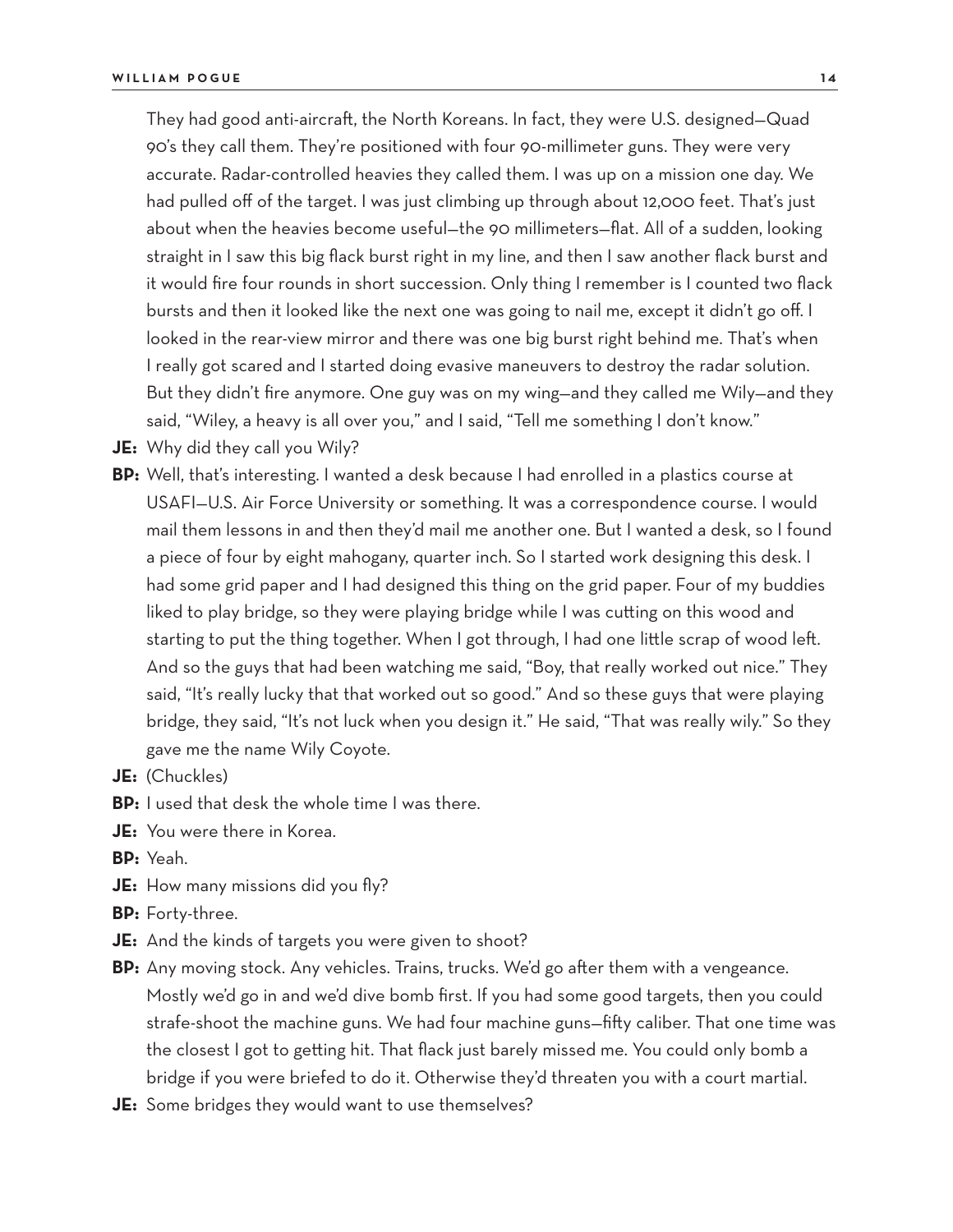They had good anti-aircraft, the North Koreans. In fact, they were U.S. designed—Quad 90's they call them. They're positioned with four 90-millimeter guns. They were very accurate. Radar-controlled heavies they called them. I was up on a mission one day. We had pulled off of the target. I was just climbing up through about 12,000 feet. That's just about when the heavies become useful—the 90 millimeters—flat. All of a sudden, looking straight in I saw this big flack burst right in my line, and then I saw another flack burst and it would fire four rounds in short succession. Only thing I remember is I counted two flack bursts and then it looked like the next one was going to nail me, except it didn't go off. I looked in the rear-view mirror and there was one big burst right behind me. That's when I really got scared and I started doing evasive maneuvers to destroy the radar solution. But they didn't fire anymore. One guy was on my wing—and they called me Wily—and they said, "Wiley, a heavy is all over you," and I said, "Tell me something I don't know."

**JE:** Why did they call you Wily?

**BP:** Well, that's interesting. I wanted a desk because I had enrolled in a plastics course at USAFI—U.S. Air Force University or something. It was a correspondence course. I would mail them lessons in and then they'd mail me another one. But I wanted a desk, so I found a piece of four by eight mahogany, quarter inch. So I started work designing this desk. I had some grid paper and I had designed this thing on the grid paper. Four of my buddies liked to play bridge, so they were playing bridge while I was cutting on this wood and starting to put the thing together. When I got through, I had one little scrap of wood left. And so the guys that had been watching me said, "Boy, that really worked out nice." They said, "It's really lucky that that worked out so good." And so these guys that were playing bridge, they said, "It's not luck when you design it." He said, "That was really wily." So they gave me the name Wily Coyote.

**JE:** (Chuckles)

**BP:** I used that desk the whole time I was there.

**JE:** You were there in Korea.

**BP:** Yeah.

**JE:** How many missions did you fly?

**BP:** Forty-three.

**JE:** And the kinds of targets you were given to shoot?

**BP:** Any moving stock. Any vehicles. Trains, trucks. We'd go after them with a vengeance. Mostly we'd go in and we'd dive bomb first. If you had some good targets, then you could strafe-shoot the machine guns. We had four machine guns—fifty caliber. That one time was the closest I got to getting hit. That flack just barely missed me. You could only bomb a bridge if you were briefed to do it. Otherwise they'd threaten you with a court martial.

**JE:** Some bridges they would want to use themselves?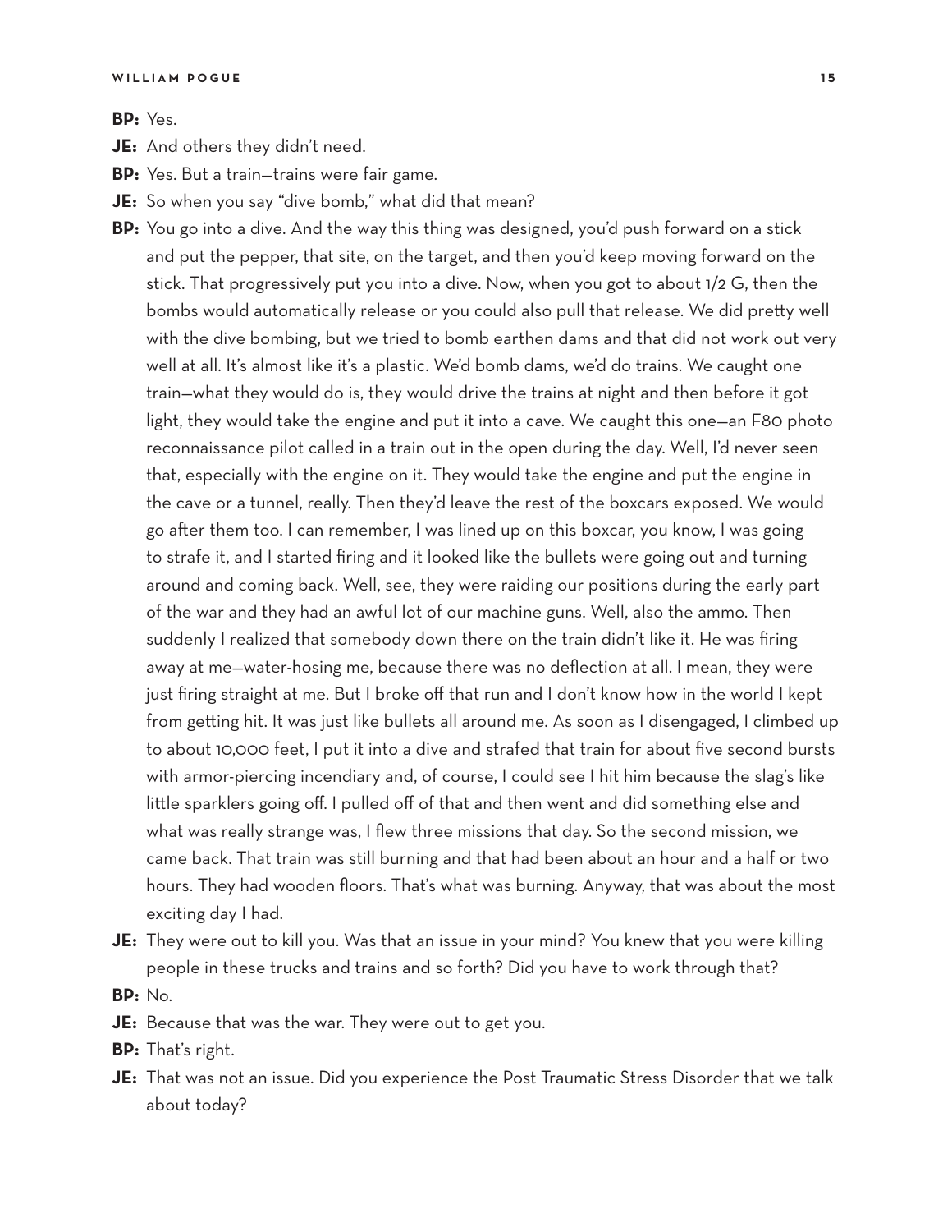**BP:** Yes.

**JE:** And others they didn't need.

**BP:** Yes. But a train—trains were fair game.

**JE:** So when you say "dive bomb," what did that mean?

**BP:** You go into a dive. And the way this thing was designed, you'd push forward on a stick and put the pepper, that site, on the target, and then you'd keep moving forward on the stick. That progressively put you into a dive. Now, when you got to about 1/2 G, then the bombs would automatically release or you could also pull that release. We did pretty well with the dive bombing, but we tried to bomb earthen dams and that did not work out very well at all. It's almost like it's a plastic. We'd bomb dams, we'd do trains. We caught one train—what they would do is, they would drive the trains at night and then before it got light, they would take the engine and put it into a cave. We caught this one—an F80 photo reconnaissance pilot called in a train out in the open during the day. Well, I'd never seen that, especially with the engine on it. They would take the engine and put the engine in the cave or a tunnel, really. Then they'd leave the rest of the boxcars exposed. We would go after them too. I can remember, I was lined up on this boxcar, you know, I was going to strafe it, and I started firing and it looked like the bullets were going out and turning around and coming back. Well, see, they were raiding our positions during the early part of the war and they had an awful lot of our machine guns. Well, also the ammo. Then suddenly I realized that somebody down there on the train didn't like it. He was firing away at me—water-hosing me, because there was no deflection at all. I mean, they were just firing straight at me. But I broke off that run and I don't know how in the world I kept from getting hit. It was just like bullets all around me. As soon as I disengaged, I climbed up to about 10,000 feet, I put it into a dive and strafed that train for about five second bursts with armor-piercing incendiary and, of course, I could see I hit him because the slag's like little sparklers going off. I pulled off of that and then went and did something else and what was really strange was, I flew three missions that day. So the second mission, we came back. That train was still burning and that had been about an hour and a half or two hours. They had wooden floors. That's what was burning. Anyway, that was about the most exciting day I had.

**JE:** They were out to kill you. Was that an issue in your mind? You knew that you were killing people in these trucks and trains and so forth? Did you have to work through that?

**BP:** No.

**JE:** Because that was the war. They were out to get you.

**BP:** That's right.

**JE:** That was not an issue. Did you experience the Post Traumatic Stress Disorder that we talk about today?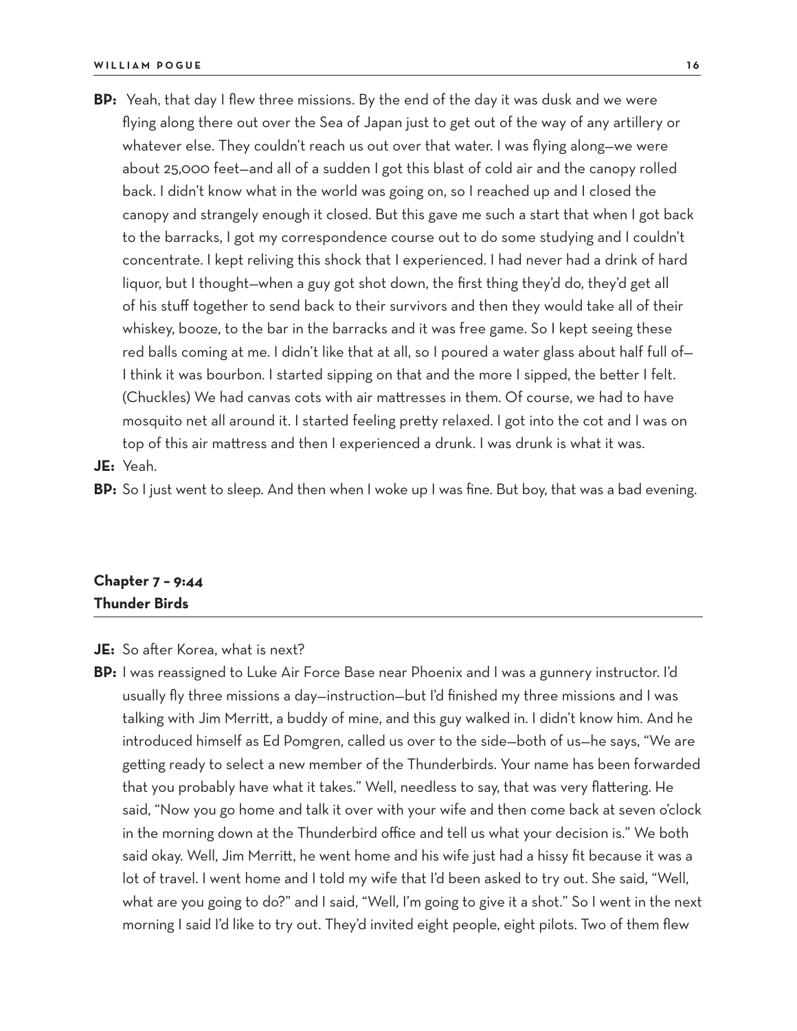**BP:** Yeah, that day I flew three missions. By the end of the day it was dusk and we were flying along there out over the Sea of Japan just to get out of the way of any artillery or whatever else. They couldn't reach us out over that water. I was flying along—we were about 25,000 feet—and all of a sudden I got this blast of cold air and the canopy rolled back. I didn't know what in the world was going on, so I reached up and I closed the canopy and strangely enough it closed. But this gave me such a start that when I got back to the barracks, I got my correspondence course out to do some studying and I couldn't concentrate. I kept reliving this shock that I experienced. I had never had a drink of hard liquor, but I thought—when a guy got shot down, the first thing they'd do, they'd get all of his stuff together to send back to their survivors and then they would take all of their whiskey, booze, to the bar in the barracks and it was free game. So I kept seeing these red balls coming at me. I didn't like that at all, so I poured a water glass about half full of—I think it was bourbon. I started sipping on that and the more I sipped, the better I felt. (Chuckles) We had canvas cots with air mattresses in them. Of course, we had to have mosquito net all around it. I started feeling pretty relaxed. I got into the cot and I was on top of this air mattress and then I experienced a drunk. I was drunk is what it was.

**JE:** Yeah.

**BP:** So I just went to sleep. And then when I woke up I was fine. But boy, that was a bad evening.

## Chapter 7 – 9:44
## Thunder Birds

**JE:** So after Korea, what is next?

**BP:** I was reassigned to Luke Air Force Base near Phoenix and I was a gunnery instructor. I'd usually fly three missions a day—instruction—but I'd finished my three missions and I was talking with Jim Merritt, a buddy of mine, and this guy walked in. I didn't know him. And he introduced himself as Ed Pomgren, called us over to the side—both of us—he says, "We are getting ready to select a new member of the Thunderbirds. Your name has been forwarded that you probably have what it takes." Well, needless to say, that was very flattering. He said, "Now you go home and talk it over with your wife and then come back at seven o'clock in the morning down at the Thunderbird office and tell us what your decision is." We both said okay. Well, Jim Merritt, he went home and his wife just had a hissy fit because it was a lot of travel. I went home and I told my wife that I'd been asked to try out. She said, "Well, what are you going to do?" and I said, "Well, I'm going to give it a shot." So I went in the next morning I said I'd like to try out. They'd invited eight people, eight pilots. Two of them flew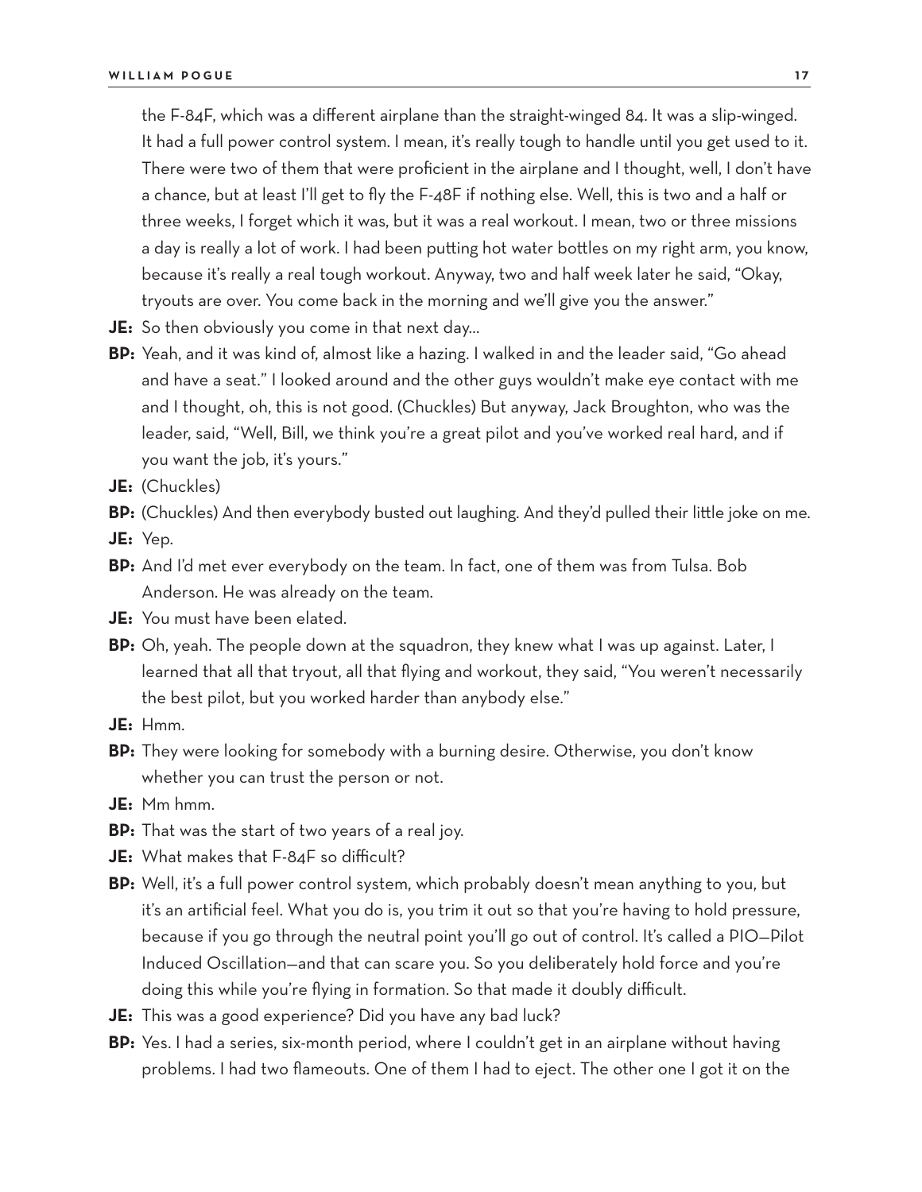the F-84F, which was a different airplane than the straight-winged 84. It was a slip-winged. It had a full power control system. I mean, it's really tough to handle until you get used to it. There were two of them that were proficient in the airplane and I thought, well, I don't have a chance, but at least I'll get to fly the F-48F if nothing else. Well, this is two and a half or three weeks, I forget which it was, but it was a real workout. I mean, two or three missions a day is really a lot of work. I had been putting hot water bottles on my right arm, you know, because it's really a real tough workout. Anyway, two and half week later he said, "Okay, tryouts are over. You come back in the morning and we'll give you the answer."

**JE:** So then obviously you come in that next day…

**BP:** Yeah, and it was kind of, almost like a hazing. I walked in and the leader said, "Go ahead and have a seat." I looked around and the other guys wouldn't make eye contact with me and I thought, oh, this is not good. (Chuckles) But anyway, Jack Broughton, who was the leader, said, "Well, Bill, we think you're a great pilot and you've worked real hard, and if you want the job, it's yours."

**JE:** (Chuckles)

**BP:** (Chuckles) And then everybody busted out laughing. And they'd pulled their little joke on me.

**JE:** Yep.

**BP:** And I'd met ever everybody on the team. In fact, one of them was from Tulsa. Bob Anderson. He was already on the team.

**JE:** You must have been elated.

**BP:** Oh, yeah. The people down at the squadron, they knew what I was up against. Later, I learned that all that tryout, all that flying and workout, they said, "You weren't necessarily the best pilot, but you worked harder than anybody else."

**JE:** Hmm.

**BP:** They were looking for somebody with a burning desire. Otherwise, you don't know whether you can trust the person or not.

**JE:** Mm hmm.

**BP:** That was the start of two years of a real joy.

**JE:** What makes that F-84F so difficult?

**BP:** Well, it's a full power control system, which probably doesn't mean anything to you, but it's an artificial feel. What you do is, you trim it out so that you're having to hold pressure, because if you go through the neutral point you'll go out of control. It's called a PIO—Pilot Induced Oscillation—and that can scare you. So you deliberately hold force and you're doing this while you're flying in formation. So that made it doubly difficult.

**JE:** This was a good experience? Did you have any bad luck?

**BP:** Yes. I had a series, six-month period, where I couldn't get in an airplane without having problems. I had two flameouts. One of them I had to eject. The other one I got it on the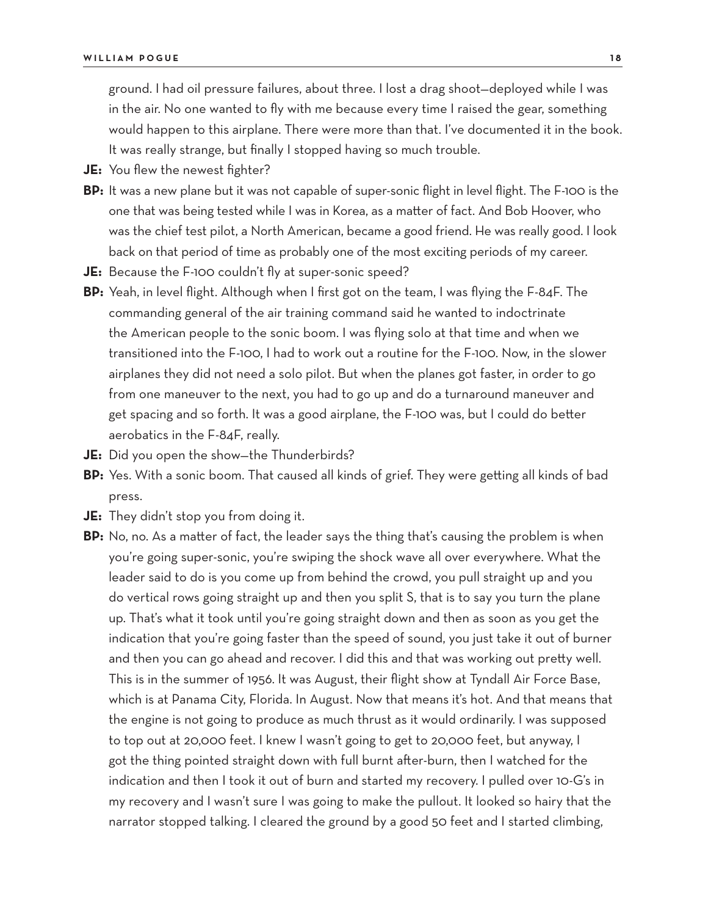ground. I had oil pressure failures, about three. I lost a drag shoot—deployed while I was in the air. No one wanted to fly with me because every time I raised the gear, something would happen to this airplane. There were more than that. I've documented it in the book. It was really strange, but finally I stopped having so much trouble.

**JE:** You flew the newest fighter?

**BP:** It was a new plane but it was not capable of super-sonic flight in level flight. The F-100 is the one that was being tested while I was in Korea, as a matter of fact. And Bob Hoover, who was the chief test pilot, a North American, became a good friend. He was really good. I look back on that period of time as probably one of the most exciting periods of my career.

**JE:** Because the F-100 couldn't fly at super-sonic speed?

**BP:** Yeah, in level flight. Although when I first got on the team, I was flying the F-84F. The commanding general of the air training command said he wanted to indoctrinate the American people to the sonic boom. I was flying solo at that time and when we transitioned into the F-100, I had to work out a routine for the F-100. Now, in the slower airplanes they did not need a solo pilot. But when the planes got faster, in order to go from one maneuver to the next, you had to go up and do a turnaround maneuver and get spacing and so forth. It was a good airplane, the F-100 was, but I could do better aerobatics in the F-84F, really.

**JE:** Did you open the show—the Thunderbirds?

**BP:** Yes. With a sonic boom. That caused all kinds of grief. They were getting all kinds of bad press.

**JE:** They didn't stop you from doing it.

**BP:** No, no. As a matter of fact, the leader says the thing that's causing the problem is when you're going super-sonic, you're swiping the shock wave all over everywhere. What the leader said to do is you come up from behind the crowd, you pull straight up and you do vertical rows going straight up and then you split S, that is to say you turn the plane up. That's what it took until you're going straight down and then as soon as you get the indication that you're going faster than the speed of sound, you just take it out of burner and then you can go ahead and recover. I did this and that was working out pretty well. This is in the summer of 1956. It was August, their flight show at Tyndall Air Force Base, which is at Panama City, Florida. In August. Now that means it's hot. And that means that the engine is not going to produce as much thrust as it would ordinarily. I was supposed to top out at 20,000 feet. I knew I wasn't going to get to 20,000 feet, but anyway, I got the thing pointed straight down with full burnt after-burn, then I watched for the indication and then I took it out of burn and started my recovery. I pulled over 10-G's in my recovery and I wasn't sure I was going to make the pullout. It looked so hairy that the narrator stopped talking. I cleared the ground by a good 50 feet and I started climbing,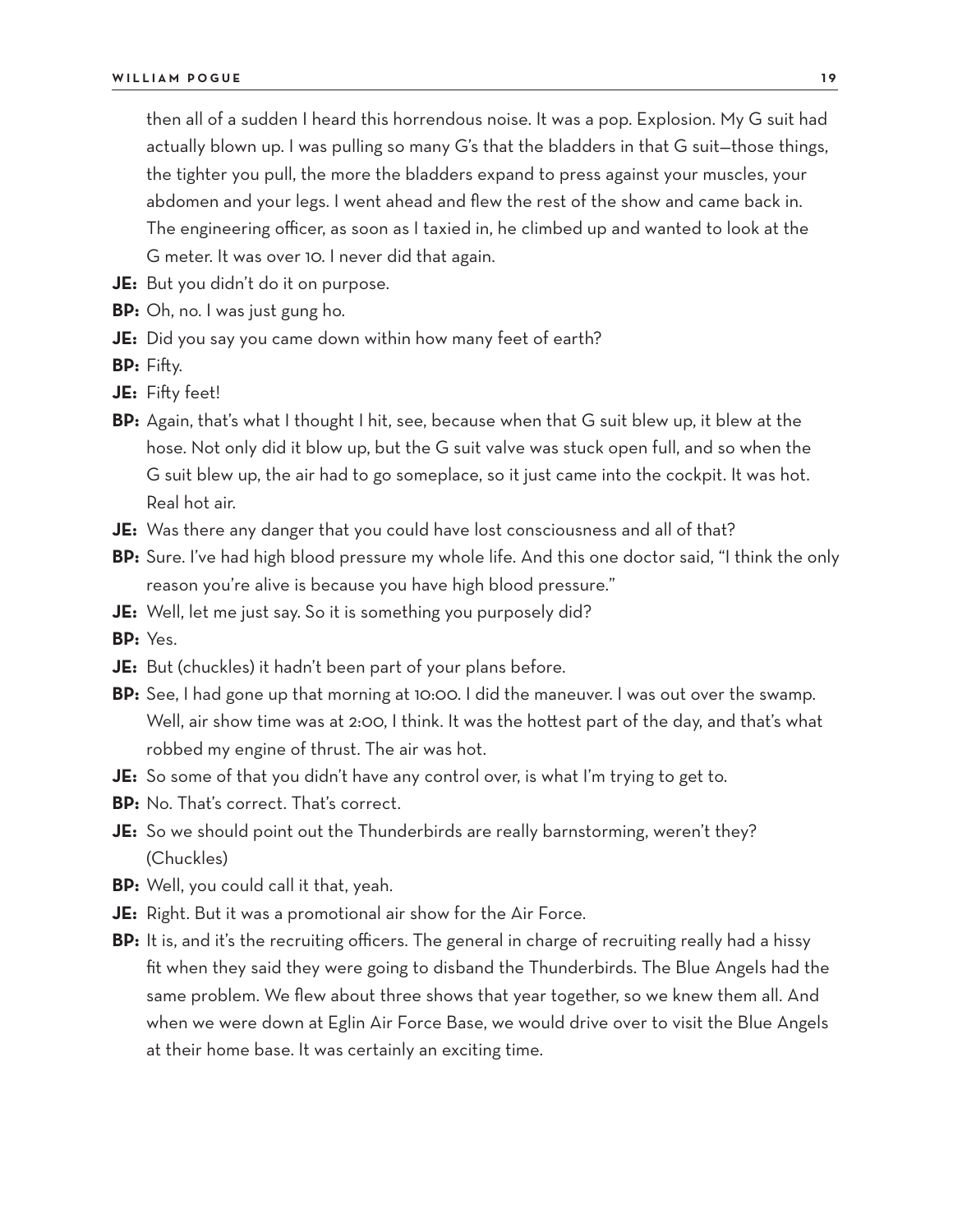then all of a sudden I heard this horrendous noise. It was a pop. Explosion. My G suit had actually blown up. I was pulling so many G's that the bladders in that G suit—those things, the tighter you pull, the more the bladders expand to press against your muscles, your abdomen and your legs. I went ahead and flew the rest of the show and came back in. The engineering officer, as soon as I taxied in, he climbed up and wanted to look at the G meter. It was over 10. I never did that again.

**JE:** But you didn't do it on purpose.

**BP:** Oh, no. I was just gung ho.

**JE:** Did you say you came down within how many feet of earth?

**BP:** Fifty.

**JE:** Fifty feet!

**BP:** Again, that's what I thought I hit, see, because when that G suit blew up, it blew at the hose. Not only did it blow up, but the G suit valve was stuck open full, and so when the G suit blew up, the air had to go someplace, so it just came into the cockpit. It was hot. Real hot air.

**JE:** Was there any danger that you could have lost consciousness and all of that?

**BP:** Sure. I've had high blood pressure my whole life. And this one doctor said, "I think the only reason you're alive is because you have high blood pressure."

**JE:** Well, let me just say. So it is something you purposely did?

**BP:** Yes.

**JE:** But (chuckles) it hadn't been part of your plans before.

**BP:** See, I had gone up that morning at 10:00. I did the maneuver. I was out over the swamp. Well, air show time was at 2:00, I think. It was the hottest part of the day, and that's what robbed my engine of thrust. The air was hot.

**JE:** So some of that you didn't have any control over, is what I'm trying to get to.

**BP:** No. That's correct. That's correct.

**JE:** So we should point out the Thunderbirds are really barnstorming, weren't they? (Chuckles)

**BP:** Well, you could call it that, yeah.

**JE:** Right. But it was a promotional air show for the Air Force.

**BP:** It is, and it's the recruiting officers. The general in charge of recruiting really had a hissy fit when they said they were going to disband the Thunderbirds. The Blue Angels had the same problem. We flew about three shows that year together, so we knew them all. And when we were down at Eglin Air Force Base, we would drive over to visit the Blue Angels at their home base. It was certainly an exciting time.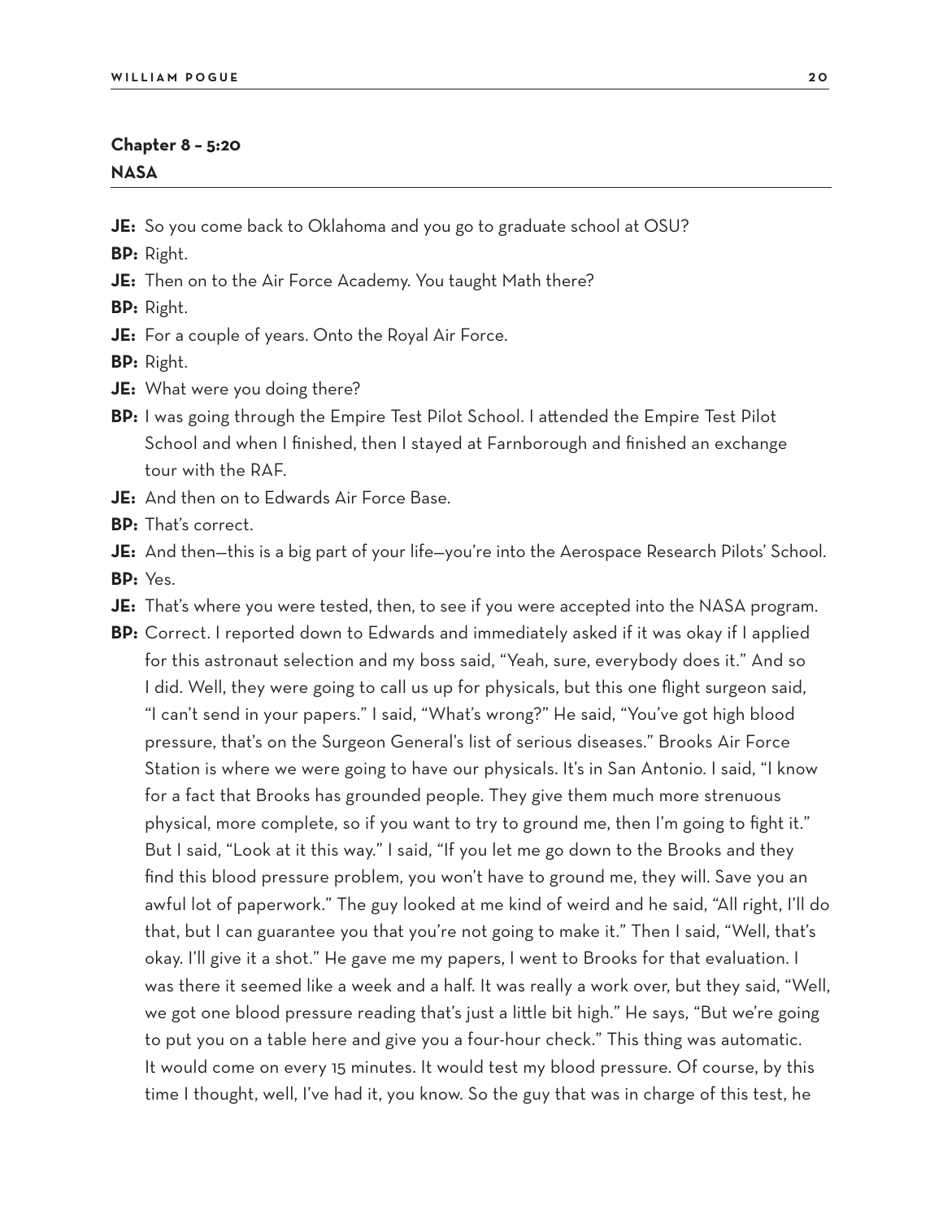## Chapter 8 – 5:20
### NASA

**JE:** So you come back to Oklahoma and you go to graduate school at OSU?

**BP:** Right.

**JE:** Then on to the Air Force Academy. You taught Math there?

**BP:** Right.

**JE:** For a couple of years. Onto the Royal Air Force.

**BP:** Right.

**JE:** What were you doing there?

**BP:** I was going through the Empire Test Pilot School. I attended the Empire Test Pilot School and when I finished, then I stayed at Farnborough and finished an exchange tour with the RAF.

**JE:** And then on to Edwards Air Force Base.

**BP:** That's correct.

**JE:** And then—this is a big part of your life—you're into the Aerospace Research Pilots' School.

**BP:** Yes.

**JE:** That's where you were tested, then, to see if you were accepted into the NASA program.

**BP:** Correct. I reported down to Edwards and immediately asked if it was okay if I applied for this astronaut selection and my boss said, "Yeah, sure, everybody does it." And so I did. Well, they were going to call us up for physicals, but this one flight surgeon said, "I can't send in your papers." I said, "What's wrong?" He said, "You've got high blood pressure, that's on the Surgeon General's list of serious diseases." Brooks Air Force Station is where we were going to have our physicals. It's in San Antonio. I said, "I know for a fact that Brooks has grounded people. They give them much more strenuous physical, more complete, so if you want to try to ground me, then I'm going to fight it." But I said, "Look at it this way." I said, "If you let me go down to the Brooks and they find this blood pressure problem, you won't have to ground me, they will. Save you an awful lot of paperwork." The guy looked at me kind of weird and he said, "All right, I'll do that, but I can guarantee you that you're not going to make it." Then I said, "Well, that's okay. I'll give it a shot." He gave me my papers, I went to Brooks for that evaluation. I was there it seemed like a week and a half. It was really a work over, but they said, "Well, we got one blood pressure reading that's just a little bit high." He says, "But we're going to put you on a table here and give you a four-hour check." This thing was automatic. It would come on every 15 minutes. It would test my blood pressure. Of course, by this time I thought, well, I've had it, you know. So the guy that was in charge of this test, he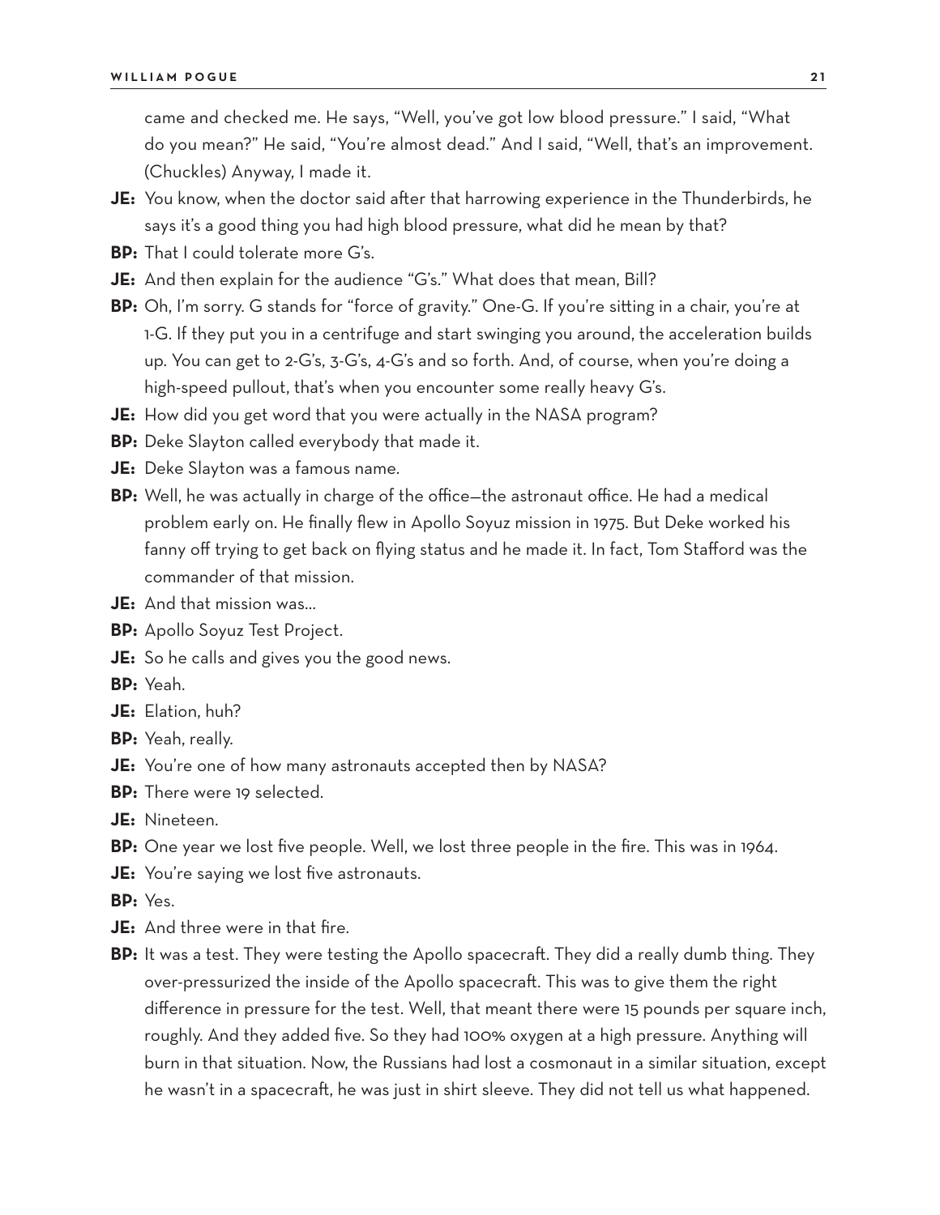came and checked me. He says, "Well, you've got low blood pressure." I said, "What do you mean?" He said, "You're almost dead." And I said, "Well, that's an improvement. (Chuckles) Anyway, I made it.

**JE:** You know, when the doctor said after that harrowing experience in the Thunderbirds, he says it's a good thing you had high blood pressure, what did he mean by that?

**BP:** That I could tolerate more G's.

**JE:** And then explain for the audience "G's." What does that mean, Bill?

**BP:** Oh, I'm sorry. G stands for "force of gravity." One-G. If you're sitting in a chair, you're at 1-G. If they put you in a centrifuge and start swinging you around, the acceleration builds up. You can get to 2-G's, 3-G's, 4-G's and so forth. And, of course, when you're doing a high-speed pullout, that's when you encounter some really heavy G's.

**JE:** How did you get word that you were actually in the NASA program?

**BP:** Deke Slayton called everybody that made it.

**JE:** Deke Slayton was a famous name.

**BP:** Well, he was actually in charge of the office—the astronaut office. He had a medical problem early on. He finally flew in Apollo Soyuz mission in 1975. But Deke worked his fanny off trying to get back on flying status and he made it. In fact, Tom Stafford was the commander of that mission.

**JE:** And that mission was...

**BP:** Apollo Soyuz Test Project.

**JE:** So he calls and gives you the good news.

**BP:** Yeah.

**JE:** Elation, huh?

**BP:** Yeah, really.

**JE:** You're one of how many astronauts accepted then by NASA?

**BP:** There were 19 selected.

**JE:** Nineteen.

**BP:** One year we lost five people. Well, we lost three people in the fire. This was in 1964.

**JE:** You're saying we lost five astronauts.

**BP:** Yes.

**JE:** And three were in that fire.

**BP:** It was a test. They were testing the Apollo spacecraft. They did a really dumb thing. They over-pressurized the inside of the Apollo spacecraft. This was to give them the right difference in pressure for the test. Well, that meant there were 15 pounds per square inch, roughly. And they added five. So they had 100% oxygen at a high pressure. Anything will burn in that situation. Now, the Russians had lost a cosmonaut in a similar situation, except he wasn't in a spacecraft, he was just in shirt sleeve. They did not tell us what happened.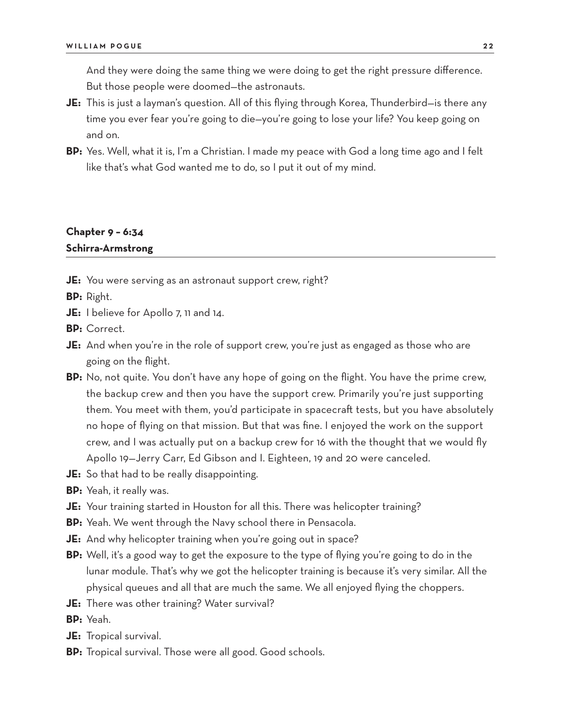And they were doing the same thing we were doing to get the right pressure difference. But those people were doomed—the astronauts.

**JE:** This is just a layman's question. All of this flying through Korea, Thunderbird—is there any time you ever fear you're going to die—you're going to lose your life? You keep going on and on.

**BP:** Yes. Well, what it is, I'm a Christian. I made my peace with God a long time ago and I felt like that's what God wanted me to do, so I put it out of my mind.

## Chapter 9 – 6:34
## Schirra-Armstrong

**JE:** You were serving as an astronaut support crew, right?

**BP:** Right.

**JE:** I believe for Apollo 7, 11 and 14.

**BP:** Correct.

**JE:** And when you're in the role of support crew, you're just as engaged as those who are going on the flight.

**BP:** No, not quite. You don't have any hope of going on the flight. You have the prime crew, the backup crew and then you have the support crew. Primarily you're just supporting them. You meet with them, you'd participate in spacecraft tests, but you have absolutely no hope of flying on that mission. But that was fine. I enjoyed the work on the support crew, and I was actually put on a backup crew for 16 with the thought that we would fly Apollo 19—Jerry Carr, Ed Gibson and I. Eighteen, 19 and 20 were canceled.

**JE:** So that had to be really disappointing.

**BP:** Yeah, it really was.

**JE:** Your training started in Houston for all this. There was helicopter training?

**BP:** Yeah. We went through the Navy school there in Pensacola.

**JE:** And why helicopter training when you're going out in space?

**BP:** Well, it's a good way to get the exposure to the type of flying you're going to do in the lunar module. That's why we got the helicopter training is because it's very similar. All the physical queues and all that are much the same. We all enjoyed flying the choppers.

**JE:** There was other training? Water survival?

**BP:** Yeah.

**JE:** Tropical survival.

**BP:** Tropical survival. Those were all good. Good schools.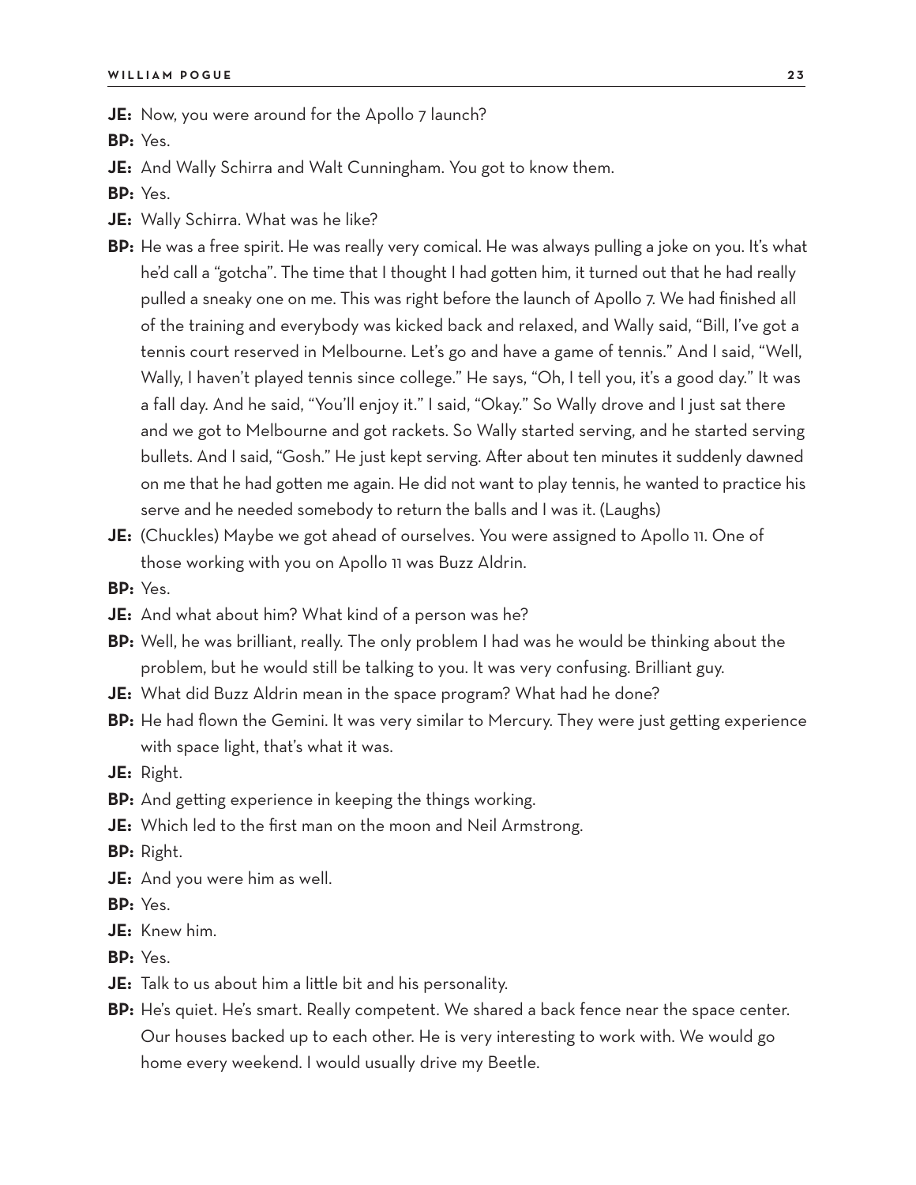**JE:** Now, you were around for the Apollo 7 launch?

**BP:** Yes.

**JE:** And Wally Schirra and Walt Cunningham. You got to know them.

**BP:** Yes.

**JE:** Wally Schirra. What was he like?

**BP:** He was a free spirit. He was really very comical. He was always pulling a joke on you. It's what he'd call a "gotcha". The time that I thought I had gotten him, it turned out that he had really pulled a sneaky one on me. This was right before the launch of Apollo 7. We had finished all of the training and everybody was kicked back and relaxed, and Wally said, "Bill, I've got a tennis court reserved in Melbourne. Let's go and have a game of tennis." And I said, "Well, Wally, I haven't played tennis since college." He says, "Oh, I tell you, it's a good day." It was a fall day. And he said, "You'll enjoy it." I said, "Okay." So Wally drove and I just sat there and we got to Melbourne and got rackets. So Wally started serving, and he started serving bullets. And I said, "Gosh." He just kept serving. After about ten minutes it suddenly dawned on me that he had gotten me again. He did not want to play tennis, he wanted to practice his serve and he needed somebody to return the balls and I was it. (Laughs)

**JE:** (Chuckles) Maybe we got ahead of ourselves. You were assigned to Apollo 11. One of those working with you on Apollo 11 was Buzz Aldrin.

**BP:** Yes.

**JE:** And what about him? What kind of a person was he?

**BP:** Well, he was brilliant, really. The only problem I had was he would be thinking about the problem, but he would still be talking to you. It was very confusing. Brilliant guy.

**JE:** What did Buzz Aldrin mean in the space program? What had he done?

**BP:** He had flown the Gemini. It was very similar to Mercury. They were just getting experience with space light, that's what it was.

**JE:** Right.

**BP:** And getting experience in keeping the things working.

**JE:** Which led to the first man on the moon and Neil Armstrong.

**BP:** Right.

**JE:** And you were him as well.

**BP:** Yes.

**JE:** Knew him.

**BP:** Yes.

**JE:** Talk to us about him a little bit and his personality.

**BP:** He's quiet. He's smart. Really competent. We shared a back fence near the space center. Our houses backed up to each other. He is very interesting to work with. We would go home every weekend. I would usually drive my Beetle.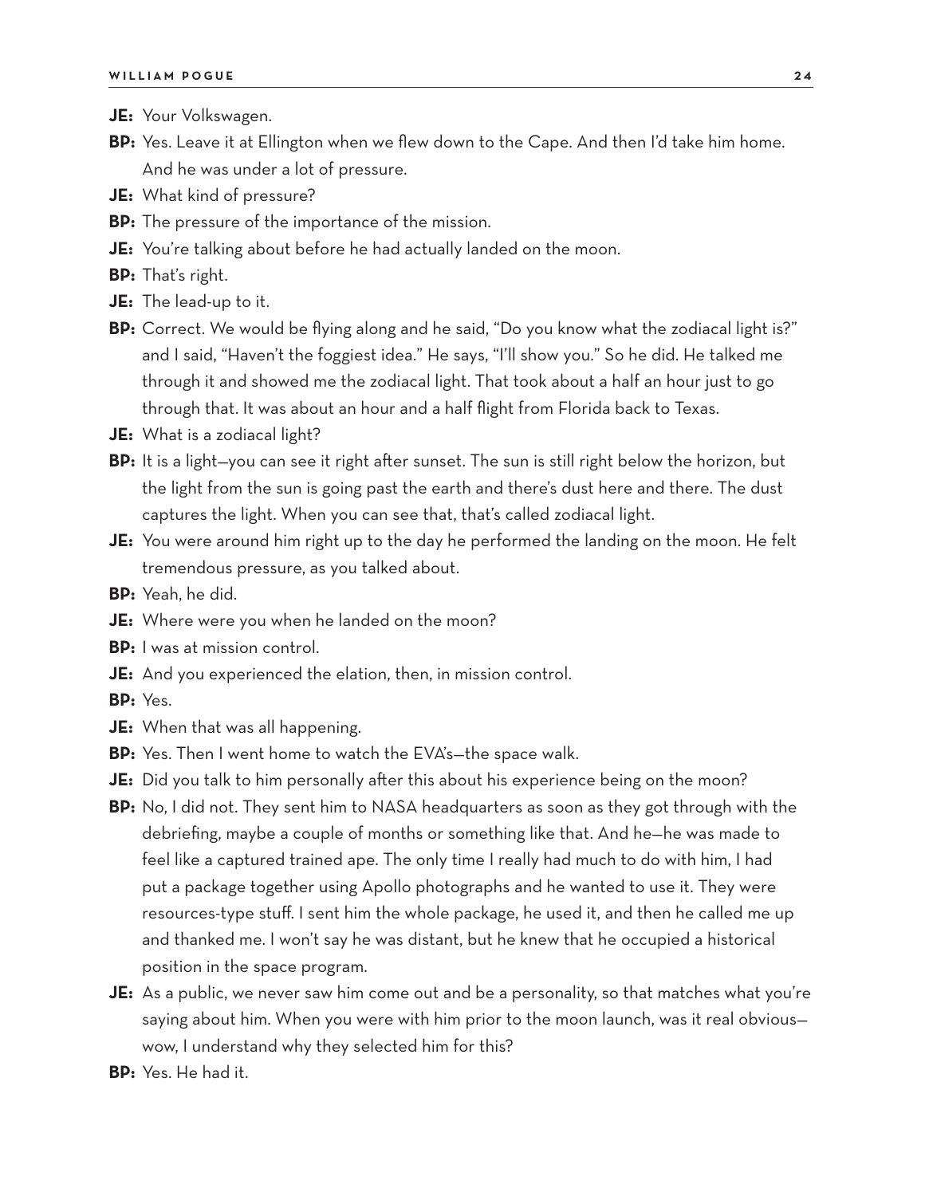**JE:** Your Volkswagen.

**BP:** Yes. Leave it at Ellington when we flew down to the Cape. And then I'd take him home. And he was under a lot of pressure.

**JE:** What kind of pressure?

**BP:** The pressure of the importance of the mission.

**JE:** You're talking about before he had actually landed on the moon.

**BP:** That's right.

**JE:** The lead-up to it.

**BP:** Correct. We would be flying along and he said, "Do you know what the zodiacal light is?" and I said, "Haven't the foggiest idea." He says, "I'll show you." So he did. He talked me through it and showed me the zodiacal light. That took about a half an hour just to go through that. It was about an hour and a half flight from Florida back to Texas.

**JE:** What is a zodiacal light?

**BP:** It is a light—you can see it right after sunset. The sun is still right below the horizon, but the light from the sun is going past the earth and there's dust here and there. The dust captures the light. When you can see that, that's called zodiacal light.

**JE:** You were around him right up to the day he performed the landing on the moon. He felt tremendous pressure, as you talked about.

**BP:** Yeah, he did.

**JE:** Where were you when he landed on the moon?

**BP:** I was at mission control.

**JE:** And you experienced the elation, then, in mission control.

**BP:** Yes.

**JE:** When that was all happening.

**BP:** Yes. Then I went home to watch the EVA's—the space walk.

**JE:** Did you talk to him personally after this about his experience being on the moon?

**BP:** No, I did not. They sent him to NASA headquarters as soon as they got through with the debriefing, maybe a couple of months or something like that. And he—he was made to feel like a captured trained ape. The only time I really had much to do with him, I had put a package together using Apollo photographs and he wanted to use it. They were resources-type stuff. I sent him the whole package, he used it, and then he called me up and thanked me. I won't say he was distant, but he knew that he occupied a historical position in the space program.

**JE:** As a public, we never saw him come out and be a personality, so that matches what you're saying about him. When you were with him prior to the moon launch, was it real obvious—wow, I understand why they selected him for this?

**BP:** Yes. He had it.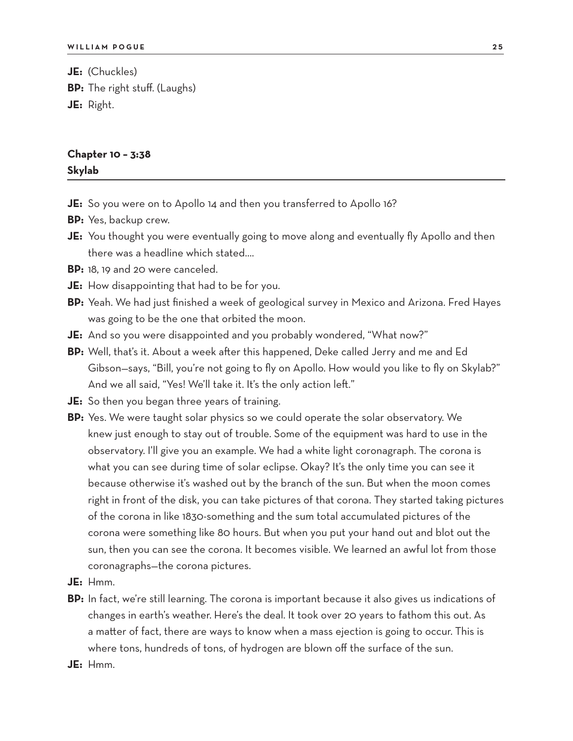**JE:** (Chuckles)

**BP:** The right stuff. (Laughs)

**JE:** Right.

## Chapter 10 – 3:38
## Skylab

**JE:** So you were on to Apollo 14 and then you transferred to Apollo 16?

**BP:** Yes, backup crew.

**JE:** You thought you were eventually going to move along and eventually fly Apollo and then there was a headline which stated....

**BP:** 18, 19 and 20 were canceled.

**JE:** How disappointing that had to be for you.

**BP:** Yeah. We had just finished a week of geological survey in Mexico and Arizona. Fred Hayes was going to be the one that orbited the moon.

**JE:** And so you were disappointed and you probably wondered, "What now?"

**BP:** Well, that's it. About a week after this happened, Deke called Jerry and me and Ed Gibson—says, "Bill, you're not going to fly on Apollo. How would you like to fly on Skylab?" And we all said, "Yes! We'll take it. It's the only action left."

**JE:** So then you began three years of training.

**BP:** Yes. We were taught solar physics so we could operate the solar observatory. We knew just enough to stay out of trouble. Some of the equipment was hard to use in the observatory. I'll give you an example. We had a white light coronagraph. The corona is what you can see during time of solar eclipse. Okay? It's the only time you can see it because otherwise it's washed out by the branch of the sun. But when the moon comes right in front of the disk, you can take pictures of that corona. They started taking pictures of the corona in like 1830-something and the sum total accumulated pictures of the corona were something like 80 hours. But when you put your hand out and blot out the sun, then you can see the corona. It becomes visible. We learned an awful lot from those coronagraphs—the corona pictures.

**JE:** Hmm.

**BP:** In fact, we're still learning. The corona is important because it also gives us indications of changes in earth's weather. Here's the deal. It took over 20 years to fathom this out. As a matter of fact, there are ways to know when a mass ejection is going to occur. This is where tons, hundreds of tons, of hydrogen are blown off the surface of the sun.

**JE:** Hmm.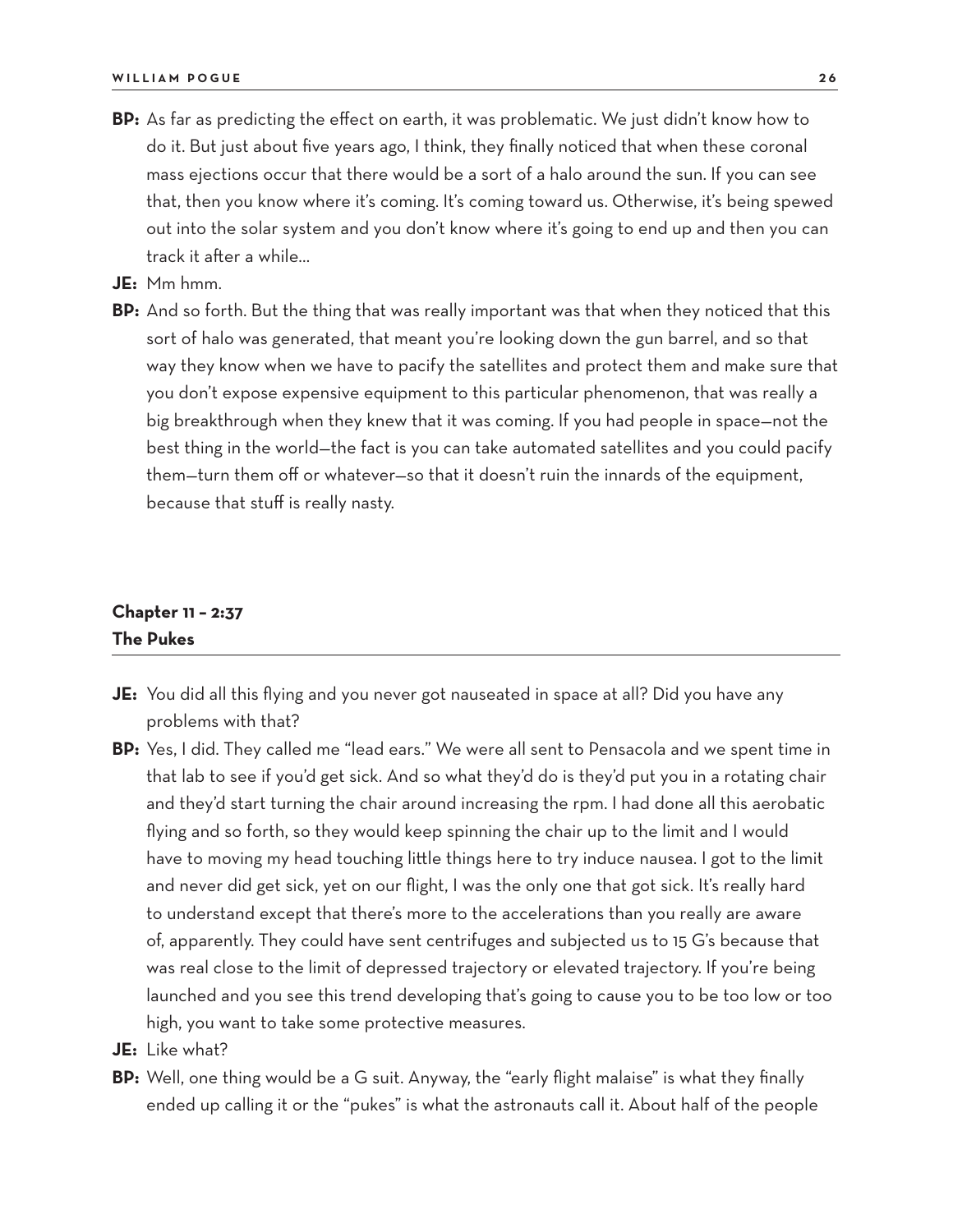**BP:** As far as predicting the effect on earth, it was problematic. We just didn't know how to do it. But just about five years ago, I think, they finally noticed that when these coronal mass ejections occur that there would be a sort of a halo around the sun. If you can see that, then you know where it's coming. It's coming toward us. Otherwise, it's being spewed out into the solar system and you don't know where it's going to end up and then you can track it after a while…

**JE:** Mm hmm.

**BP:** And so forth. But the thing that was really important was that when they noticed that this sort of halo was generated, that meant you're looking down the gun barrel, and so that way they know when we have to pacify the satellites and protect them and make sure that you don't expose expensive equipment to this particular phenomenon, that was really a big breakthrough when they knew that it was coming. If you had people in space—not the best thing in the world—the fact is you can take automated satellites and you could pacify them—turn them off or whatever—so that it doesn't ruin the innards of the equipment, because that stuff is really nasty.

## Chapter 11 – 2:37
## The Pukes

**JE:** You did all this flying and you never got nauseated in space at all? Did you have any problems with that?

**BP:** Yes, I did. They called me "lead ears." We were all sent to Pensacola and we spent time in that lab to see if you'd get sick. And so what they'd do is they'd put you in a rotating chair and they'd start turning the chair around increasing the rpm. I had done all this aerobatic flying and so forth, so they would keep spinning the chair up to the limit and I would have to moving my head touching little things here to try induce nausea. I got to the limit and never did get sick, yet on our flight, I was the only one that got sick. It's really hard to understand except that there's more to the accelerations than you really are aware of, apparently. They could have sent centrifuges and subjected us to 15 G's because that was real close to the limit of depressed trajectory or elevated trajectory. If you're being launched and you see this trend developing that's going to cause you to be too low or too high, you want to take some protective measures.

**JE:** Like what?

**BP:** Well, one thing would be a G suit. Anyway, the "early flight malaise" is what they finally ended up calling it or the "pukes" is what the astronauts call it. About half of the people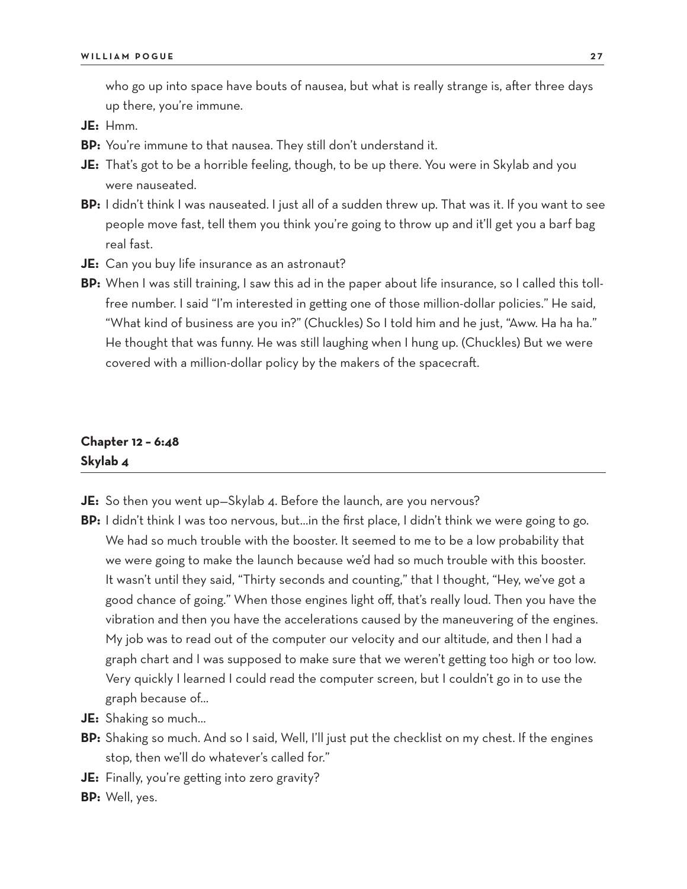who go up into space have bouts of nausea, but what is really strange is, after three days up there, you're immune.

**JE:** Hmm.

**BP:** You're immune to that nausea. They still don't understand it.

**JE:** That's got to be a horrible feeling, though, to be up there. You were in Skylab and you were nauseated.

**BP:** I didn't think I was nauseated. I just all of a sudden threw up. That was it. If you want to see people move fast, tell them you think you're going to throw up and it'll get you a barf bag real fast.

**JE:** Can you buy life insurance as an astronaut?

**BP:** When I was still training, I saw this ad in the paper about life insurance, so I called this toll-free number. I said "I'm interested in getting one of those million-dollar policies." He said, "What kind of business are you in?" (Chuckles) So I told him and he just, "Aww. Ha ha ha." He thought that was funny. He was still laughing when I hung up. (Chuckles) But we were covered with a million-dollar policy by the makers of the spacecraft.

## Chapter 12 – 6:48
## Skylab 4

**JE:** So then you went up—Skylab 4. Before the launch, are you nervous?

**BP:** I didn't think I was too nervous, but…in the first place, I didn't think we were going to go. We had so much trouble with the booster. It seemed to me to be a low probability that we were going to make the launch because we'd had so much trouble with this booster. It wasn't until they said, "Thirty seconds and counting," that I thought, "Hey, we've got a good chance of going." When those engines light off, that's really loud. Then you have the vibration and then you have the accelerations caused by the maneuvering of the engines. My job was to read out of the computer our velocity and our altitude, and then I had a graph chart and I was supposed to make sure that we weren't getting too high or too low. Very quickly I learned I could read the computer screen, but I couldn't go in to use the graph because of…

**JE:** Shaking so much…

**BP:** Shaking so much. And so I said, Well, I'll just put the checklist on my chest. If the engines stop, then we'll do whatever's called for."

**JE:** Finally, you're getting into zero gravity?

**BP:** Well, yes.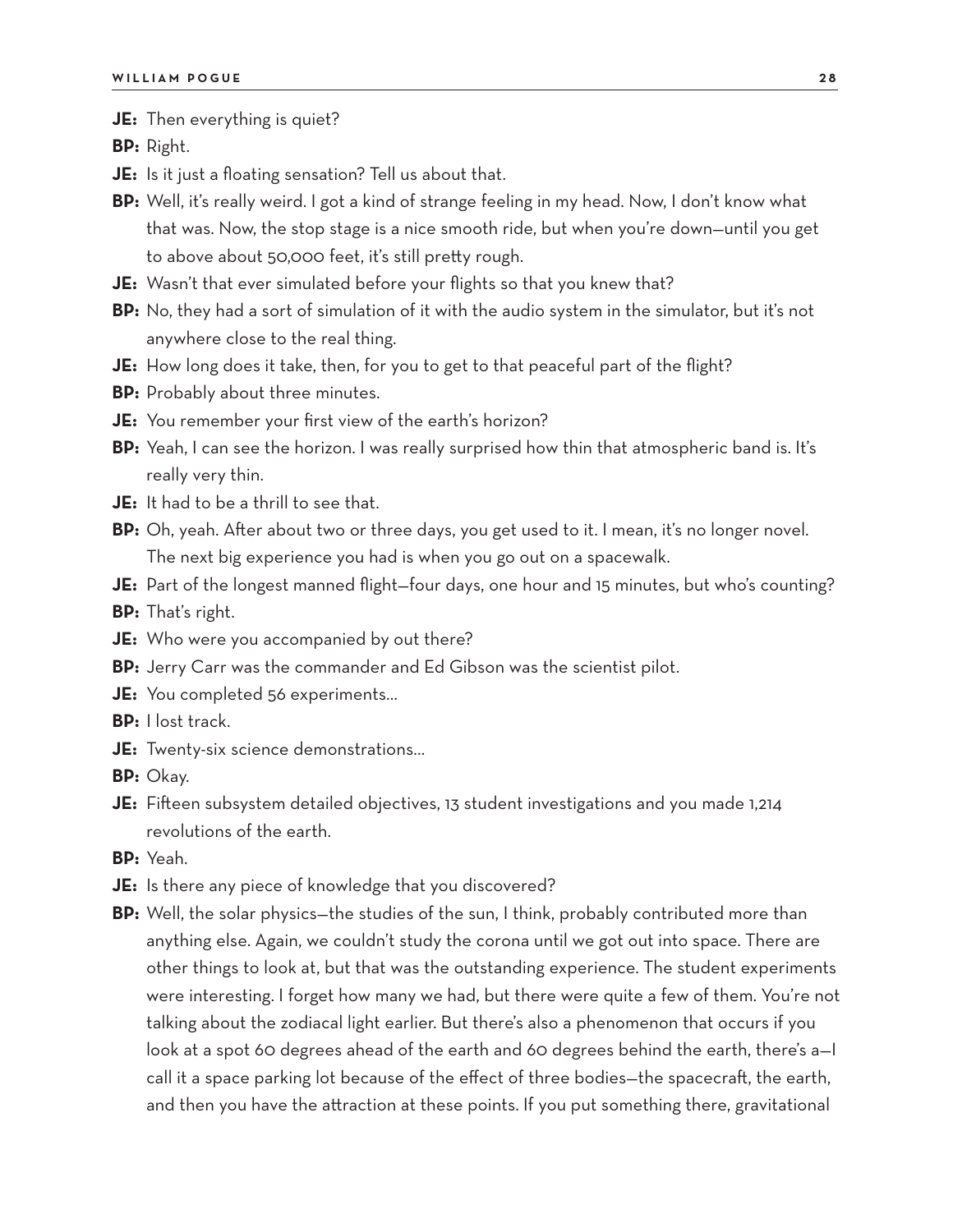**JE:** Then everything is quiet?

**BP:** Right.

**JE:** Is it just a floating sensation? Tell us about that.

**BP:** Well, it's really weird. I got a kind of strange feeling in my head. Now, I don't know what that was. Now, the stop stage is a nice smooth ride, but when you're down—until you get to above about 50,000 feet, it's still pretty rough.

**JE:** Wasn't that ever simulated before your flights so that you knew that?

**BP:** No, they had a sort of simulation of it with the audio system in the simulator, but it's not anywhere close to the real thing.

**JE:** How long does it take, then, for you to get to that peaceful part of the flight?

**BP:** Probably about three minutes.

**JE:** You remember your first view of the earth's horizon?

**BP:** Yeah, I can see the horizon. I was really surprised how thin that atmospheric band is. It's really very thin.

**JE:** It had to be a thrill to see that.

**BP:** Oh, yeah. After about two or three days, you get used to it. I mean, it's no longer novel. The next big experience you had is when you go out on a spacewalk.

**JE:** Part of the longest manned flight—four days, one hour and 15 minutes, but who's counting?

**BP:** That's right.

**JE:** Who were you accompanied by out there?

**BP:** Jerry Carr was the commander and Ed Gibson was the scientist pilot.

**JE:** You completed 56 experiments…

**BP:** I lost track.

**JE:** Twenty-six science demonstrations…

**BP:** Okay.

**JE:** Fifteen subsystem detailed objectives, 13 student investigations and you made 1,214 revolutions of the earth.

**BP:** Yeah.

**JE:** Is there any piece of knowledge that you discovered?

**BP:** Well, the solar physics—the studies of the sun, I think, probably contributed more than anything else. Again, we couldn't study the corona until we got out into space. There are other things to look at, but that was the outstanding experience. The student experiments were interesting. I forget how many we had, but there were quite a few of them. You're not talking about the zodiacal light earlier. But there's also a phenomenon that occurs if you look at a spot 60 degrees ahead of the earth and 60 degrees behind the earth, there's a—I call it a space parking lot because of the effect of three bodies—the spacecraft, the earth, and then you have the attraction at these points. If you put something there, gravitational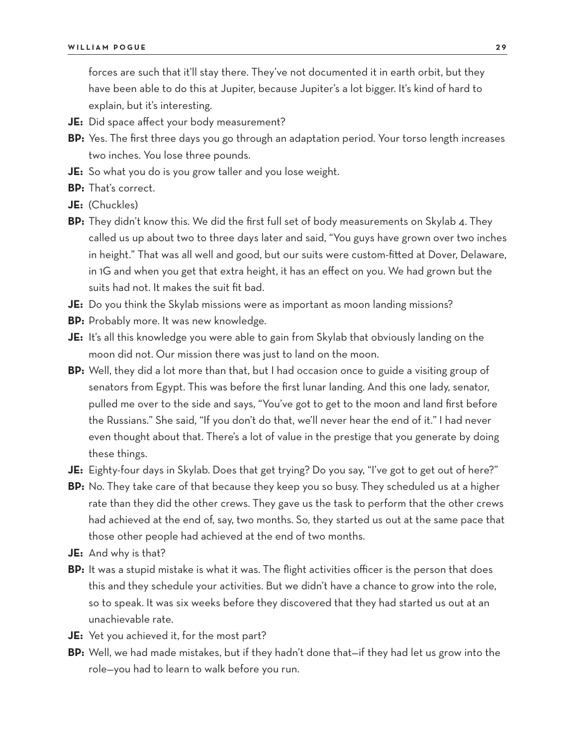forces are such that it'll stay there. They've not documented it in earth orbit, but they have been able to do this at Jupiter, because Jupiter's a lot bigger. It's kind of hard to explain, but it's interesting.

**JE:** Did space affect your body measurement?

**BP:** Yes. The first three days you go through an adaptation period. Your torso length increases two inches. You lose three pounds.

**JE:** So what you do is you grow taller and you lose weight.

**BP:** That's correct.

**JE:** (Chuckles)

**BP:** They didn't know this. We did the first full set of body measurements on Skylab 4. They called us up about two to three days later and said, "You guys have grown over two inches in height." That was all well and good, but our suits were custom-fitted at Dover, Delaware, in 1G and when you get that extra height, it has an effect on you. We had grown but the suits had not. It makes the suit fit bad.

**JE:** Do you think the Skylab missions were as important as moon landing missions?

**BP:** Probably more. It was new knowledge.

**JE:** It's all this knowledge you were able to gain from Skylab that obviously landing on the moon did not. Our mission there was just to land on the moon.

**BP:** Well, they did a lot more than that, but I had occasion once to guide a visiting group of senators from Egypt. This was before the first lunar landing. And this one lady, senator, pulled me over to the side and says, "You've got to get to the moon and land first before the Russians." She said, "If you don't do that, we'll never hear the end of it." I had never even thought about that. There's a lot of value in the prestige that you generate by doing these things.

**JE:** Eighty-four days in Skylab. Does that get trying? Do you say, "I've got to get out of here?"

**BP:** No. They take care of that because they keep you so busy. They scheduled us at a higher rate than they did the other crews. They gave us the task to perform that the other crews had achieved at the end of, say, two months. So, they started us out at the same pace that those other people had achieved at the end of two months.

**JE:** And why is that?

**BP:** It was a stupid mistake is what it was. The flight activities officer is the person that does this and they schedule your activities. But we didn't have a chance to grow into the role, so to speak. It was six weeks before they discovered that they had started us out at an unachievable rate.

**JE:** Yet you achieved it, for the most part?

**BP:** Well, we had made mistakes, but if they hadn't done that—if they had let us grow into the role—you had to learn to walk before you run.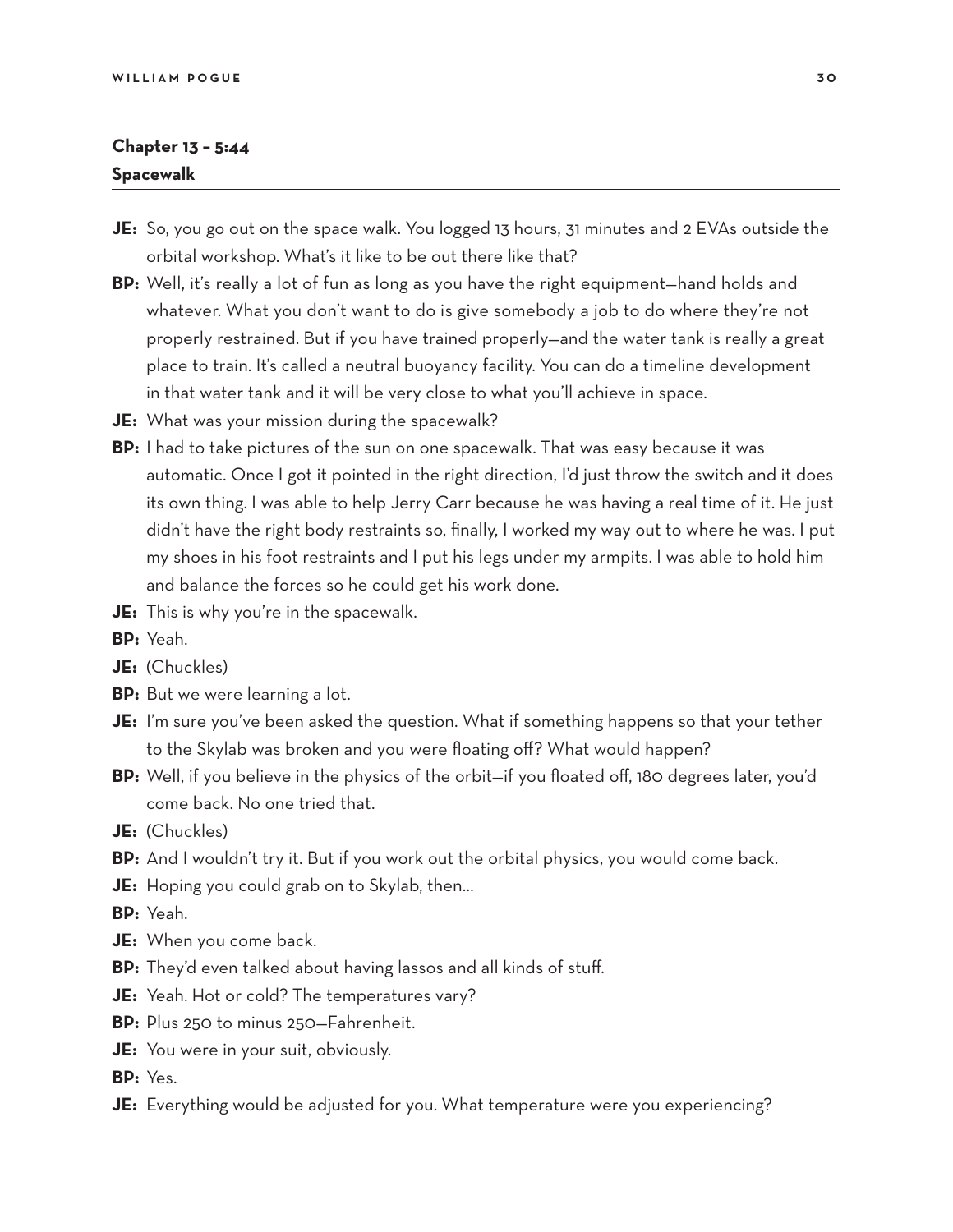## Chapter 13 – 5:44
### Spacewalk

**JE:** So, you go out on the space walk. You logged 13 hours, 31 minutes and 2 EVAs outside the orbital workshop. What's it like to be out there like that?

**BP:** Well, it's really a lot of fun as long as you have the right equipment—hand holds and whatever. What you don't want to do is give somebody a job to do where they're not properly restrained. But if you have trained properly—and the water tank is really a great place to train. It's called a neutral buoyancy facility. You can do a timeline development in that water tank and it will be very close to what you'll achieve in space.

**JE:** What was your mission during the spacewalk?

**BP:** I had to take pictures of the sun on one spacewalk. That was easy because it was automatic. Once I got it pointed in the right direction, I'd just throw the switch and it does its own thing. I was able to help Jerry Carr because he was having a real time of it. He just didn't have the right body restraints so, finally, I worked my way out to where he was. I put my shoes in his foot restraints and I put his legs under my armpits. I was able to hold him and balance the forces so he could get his work done.

**JE:** This is why you're in the spacewalk.

**BP:** Yeah.

**JE:** (Chuckles)

**BP:** But we were learning a lot.

**JE:** I'm sure you've been asked the question. What if something happens so that your tether to the Skylab was broken and you were floating off? What would happen?

**BP:** Well, if you believe in the physics of the orbit—if you floated off, 180 degrees later, you'd come back. No one tried that.

**JE:** (Chuckles)

**BP:** And I wouldn't try it. But if you work out the orbital physics, you would come back.

**JE:** Hoping you could grab on to Skylab, then...

**BP:** Yeah.

**JE:** When you come back.

**BP:** They'd even talked about having lassos and all kinds of stuff.

**JE:** Yeah. Hot or cold? The temperatures vary?

**BP:** Plus 250 to minus 250—Fahrenheit.

**JE:** You were in your suit, obviously.

**BP:** Yes.

**JE:** Everything would be adjusted for you. What temperature were you experiencing?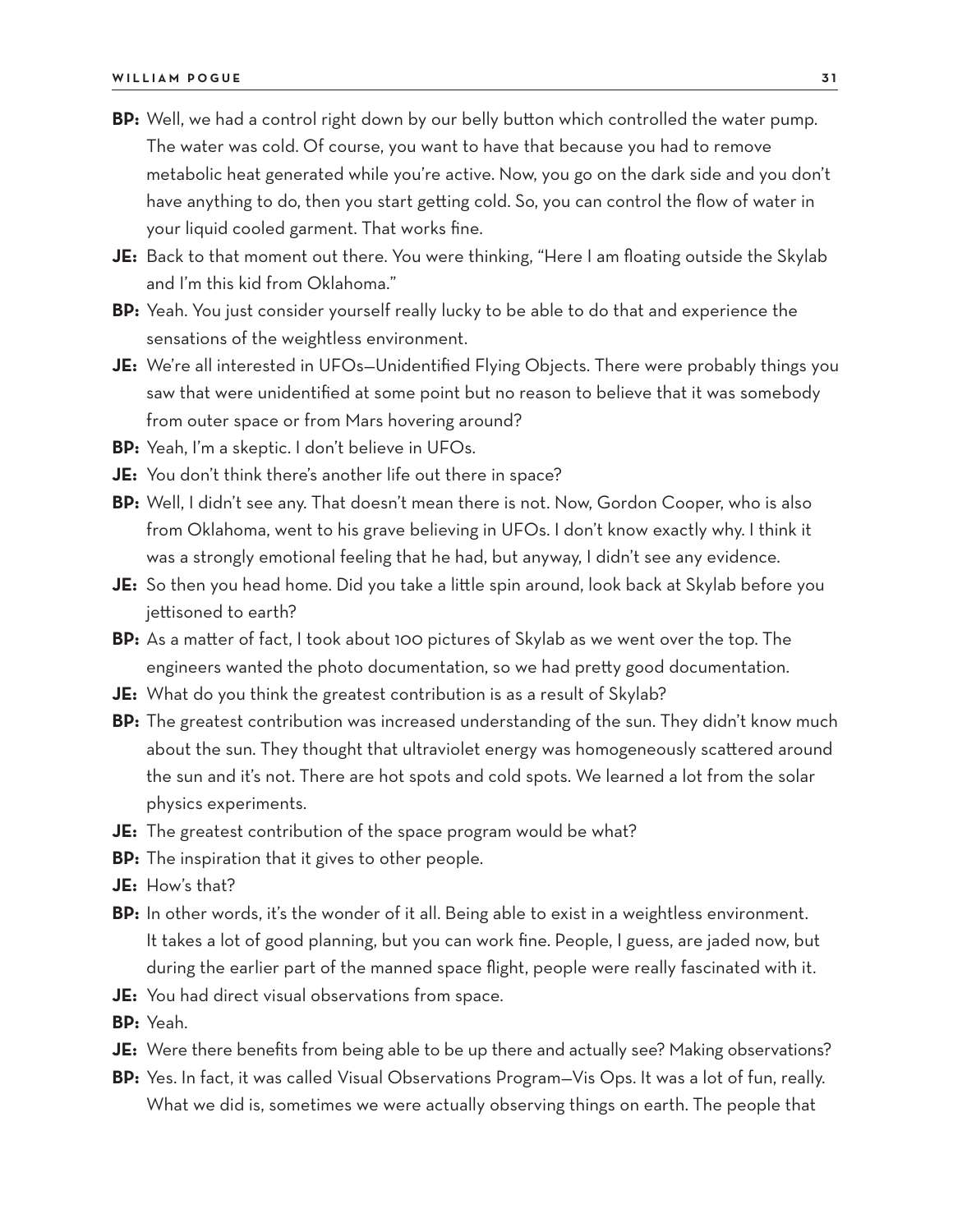**BP:** Well, we had a control right down by our belly button which controlled the water pump. The water was cold. Of course, you want to have that because you had to remove metabolic heat generated while you're active. Now, you go on the dark side and you don't have anything to do, then you start getting cold. So, you can control the flow of water in your liquid cooled garment. That works fine.

**JE:** Back to that moment out there. You were thinking, "Here I am floating outside the Skylab and I'm this kid from Oklahoma."

**BP:** Yeah. You just consider yourself really lucky to be able to do that and experience the sensations of the weightless environment.

**JE:** We're all interested in UFOs—Unidentified Flying Objects. There were probably things you saw that were unidentified at some point but no reason to believe that it was somebody from outer space or from Mars hovering around?

**BP:** Yeah, I'm a skeptic. I don't believe in UFOs.

**JE:** You don't think there's another life out there in space?

**BP:** Well, I didn't see any. That doesn't mean there is not. Now, Gordon Cooper, who is also from Oklahoma, went to his grave believing in UFOs. I don't know exactly why. I think it was a strongly emotional feeling that he had, but anyway, I didn't see any evidence.

**JE:** So then you head home. Did you take a little spin around, look back at Skylab before you jettisoned to earth?

**BP:** As a matter of fact, I took about 100 pictures of Skylab as we went over the top. The engineers wanted the photo documentation, so we had pretty good documentation.

**JE:** What do you think the greatest contribution is as a result of Skylab?

**BP:** The greatest contribution was increased understanding of the sun. They didn't know much about the sun. They thought that ultraviolet energy was homogeneously scattered around the sun and it's not. There are hot spots and cold spots. We learned a lot from the solar physics experiments.

**JE:** The greatest contribution of the space program would be what?

**BP:** The inspiration that it gives to other people.

**JE:** How's that?

**BP:** In other words, it's the wonder of it all. Being able to exist in a weightless environment. It takes a lot of good planning, but you can work fine. People, I guess, are jaded now, but during the earlier part of the manned space flight, people were really fascinated with it.

**JE:** You had direct visual observations from space.

**BP:** Yeah.

**JE:** Were there benefits from being able to be up there and actually see? Making observations?

**BP:** Yes. In fact, it was called Visual Observations Program—Vis Ops. It was a lot of fun, really. What we did is, sometimes we were actually observing things on earth. The people that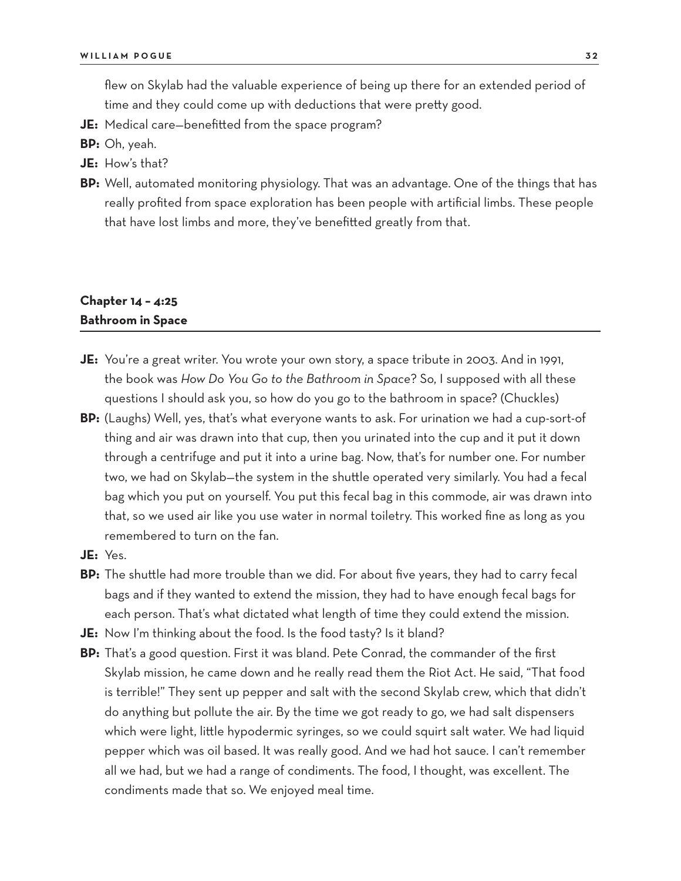flew on Skylab had the valuable experience of being up there for an extended period of time and they could come up with deductions that were pretty good.

**JE:** Medical care—benefitted from the space program?

**BP:** Oh, yeah.

**JE:** How's that?

**BP:** Well, automated monitoring physiology. That was an advantage. One of the things that has really profited from space exploration has been people with artificial limbs. These people that have lost limbs and more, they've benefitted greatly from that.

## Chapter 14 – 4:25
## Bathroom in Space

**JE:** You're a great writer. You wrote your own story, a space tribute in 2003. And in 1991, the book was *How Do You Go to the Bathroom in Space*? So, I supposed with all these questions I should ask you, so how do you go to the bathroom in space? (Chuckles)

**BP:** (Laughs) Well, yes, that's what everyone wants to ask. For urination we had a cup-sort-of thing and air was drawn into that cup, then you urinated into the cup and it put it down through a centrifuge and put it into a urine bag. Now, that's for number one. For number two, we had on Skylab—the system in the shuttle operated very similarly. You had a fecal bag which you put on yourself. You put this fecal bag in this commode, air was drawn into that, so we used air like you use water in normal toiletry. This worked fine as long as you remembered to turn on the fan.

**JE:** Yes.

**BP:** The shuttle had more trouble than we did. For about five years, they had to carry fecal bags and if they wanted to extend the mission, they had to have enough fecal bags for each person. That's what dictated what length of time they could extend the mission.

**JE:** Now I'm thinking about the food. Is the food tasty? Is it bland?

**BP:** That's a good question. First it was bland. Pete Conrad, the commander of the first Skylab mission, he came down and he really read them the Riot Act. He said, "That food is terrible!" They sent up pepper and salt with the second Skylab crew, which that didn't do anything but pollute the air. By the time we got ready to go, we had salt dispensers which were light, little hypodermic syringes, so we could squirt salt water. We had liquid pepper which was oil based. It was really good. And we had hot sauce. I can't remember all we had, but we had a range of condiments. The food, I thought, was excellent. The condiments made that so. We enjoyed meal time.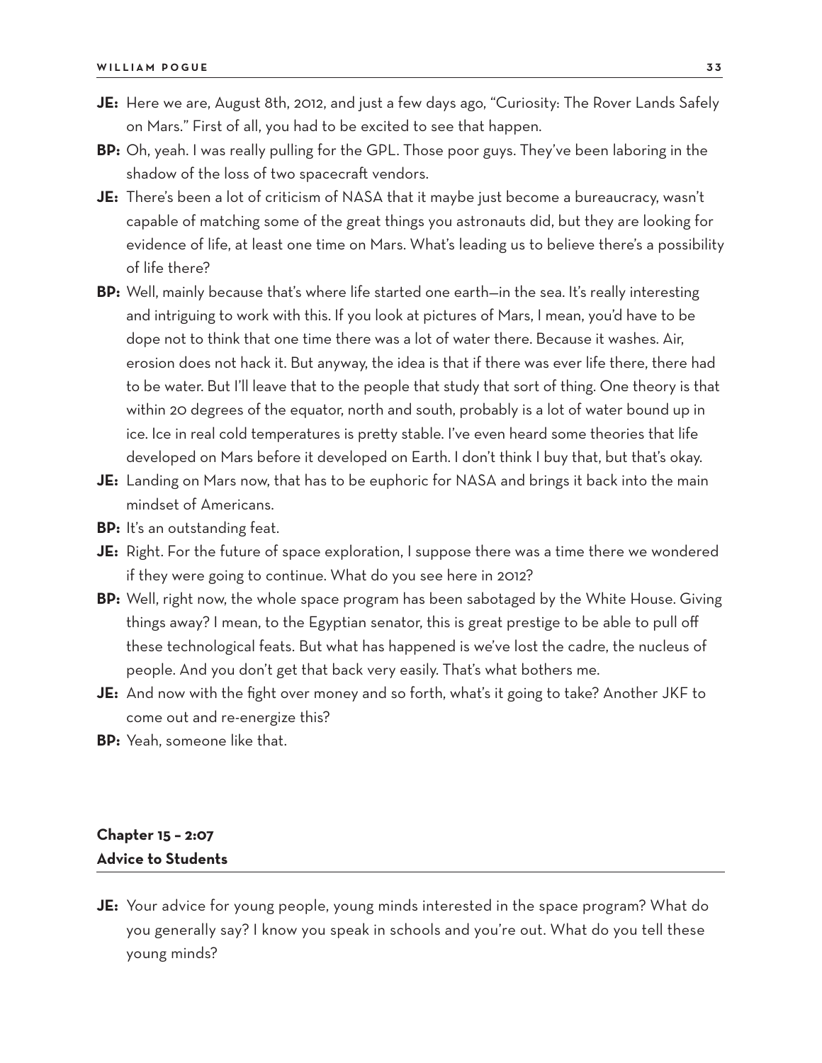**JE:** Here we are, August 8th, 2012, and just a few days ago, "Curiosity: The Rover Lands Safely on Mars." First of all, you had to be excited to see that happen.

**BP:** Oh, yeah. I was really pulling for the GPL. Those poor guys. They've been laboring in the shadow of the loss of two spacecraft vendors.

**JE:** There's been a lot of criticism of NASA that it maybe just become a bureaucracy, wasn't capable of matching some of the great things you astronauts did, but they are looking for evidence of life, at least one time on Mars. What's leading us to believe there's a possibility of life there?

**BP:** Well, mainly because that's where life started one earth—in the sea. It's really interesting and intriguing to work with this. If you look at pictures of Mars, I mean, you'd have to be dope not to think that one time there was a lot of water there. Because it washes. Air, erosion does not hack it. But anyway, the idea is that if there was ever life there, there had to be water. But I'll leave that to the people that study that sort of thing. One theory is that within 20 degrees of the equator, north and south, probably is a lot of water bound up in ice. Ice in real cold temperatures is pretty stable. I've even heard some theories that life developed on Mars before it developed on Earth. I don't think I buy that, but that's okay.

**JE:** Landing on Mars now, that has to be euphoric for NASA and brings it back into the main mindset of Americans.

**BP:** It's an outstanding feat.

**JE:** Right. For the future of space exploration, I suppose there was a time there we wondered if they were going to continue. What do you see here in 2012?

**BP:** Well, right now, the whole space program has been sabotaged by the White House. Giving things away? I mean, to the Egyptian senator, this is great prestige to be able to pull off these technological feats. But what has happened is we've lost the cadre, the nucleus of people. And you don't get that back very easily. That's what bothers me.

**JE:** And now with the fight over money and so forth, what's it going to take? Another JKF to come out and re-energize this?

**BP:** Yeah, someone like that.

## Chapter 15 – 2:07
## Advice to Students

**JE:** Your advice for young people, young minds interested in the space program? What do you generally say? I know you speak in schools and you're out. What do you tell these young minds?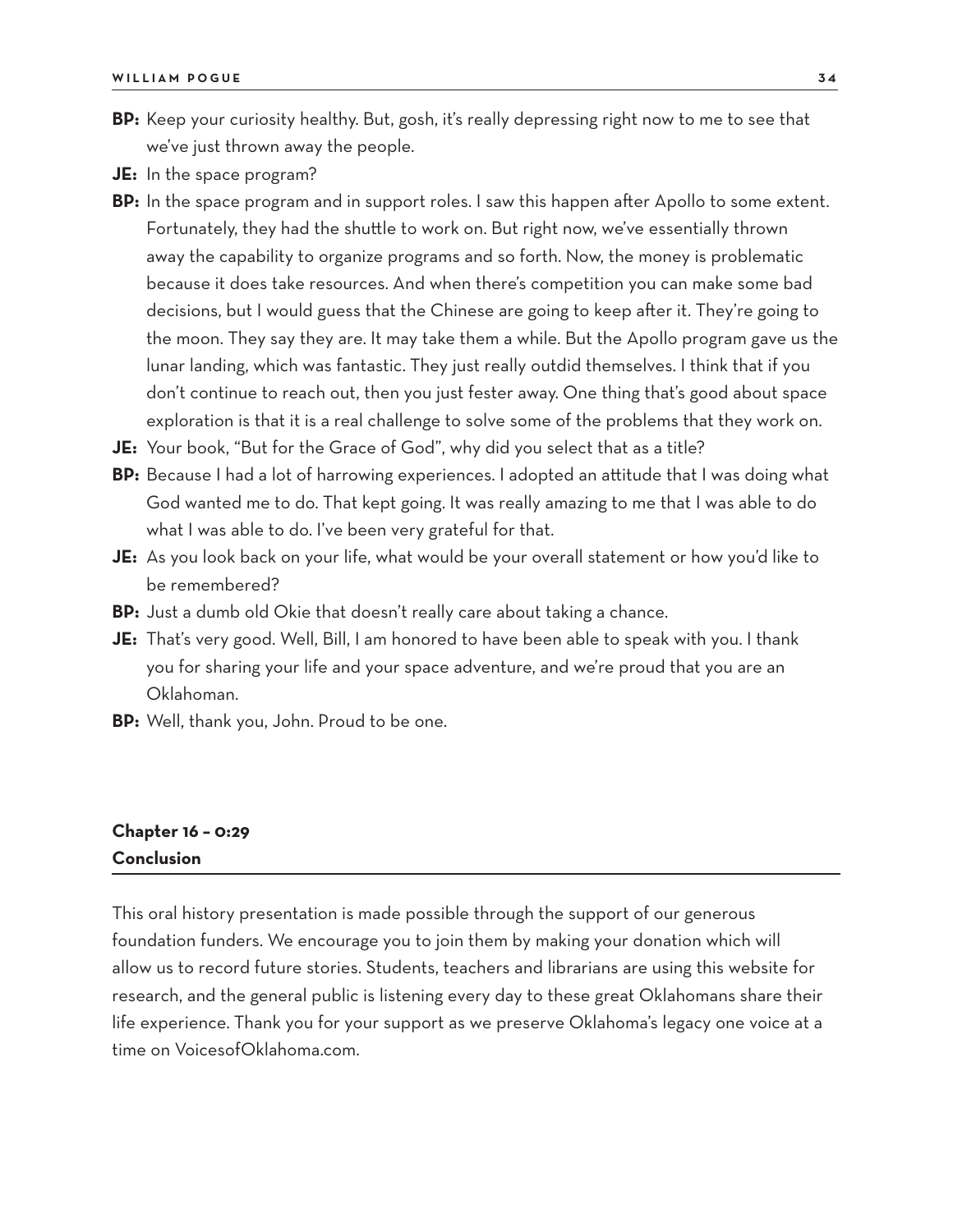**BP:** Keep your curiosity healthy. But, gosh, it's really depressing right now to me to see that we've just thrown away the people.

**JE:** In the space program?

**BP:** In the space program and in support roles. I saw this happen after Apollo to some extent. Fortunately, they had the shuttle to work on. But right now, we've essentially thrown away the capability to organize programs and so forth. Now, the money is problematic because it does take resources. And when there's competition you can make some bad decisions, but I would guess that the Chinese are going to keep after it. They're going to the moon. They say they are. It may take them a while. But the Apollo program gave us the lunar landing, which was fantastic. They just really outdid themselves. I think that if you don't continue to reach out, then you just fester away. One thing that's good about space exploration is that it is a real challenge to solve some of the problems that they work on.

**JE:** Your book, "But for the Grace of God", why did you select that as a title?

**BP:** Because I had a lot of harrowing experiences. I adopted an attitude that I was doing what God wanted me to do. That kept going. It was really amazing to me that I was able to do what I was able to do. I've been very grateful for that.

**JE:** As you look back on your life, what would be your overall statement or how you'd like to be remembered?

**BP:** Just a dumb old Okie that doesn't really care about taking a chance.

**JE:** That's very good. Well, Bill, I am honored to have been able to speak with you. I thank you for sharing your life and your space adventure, and we're proud that you are an Oklahoman.

**BP:** Well, thank you, John. Proud to be one.

## Chapter 16 – 0:29
## Conclusion

This oral history presentation is made possible through the support of our generous foundation funders. We encourage you to join them by making your donation which will allow us to record future stories. Students, teachers and librarians are using this website for research, and the general public is listening every day to these great Oklahomans share their life experience. Thank you for your support as we preserve Oklahoma's legacy one voice at a time on VoicesofOklahoma.com.